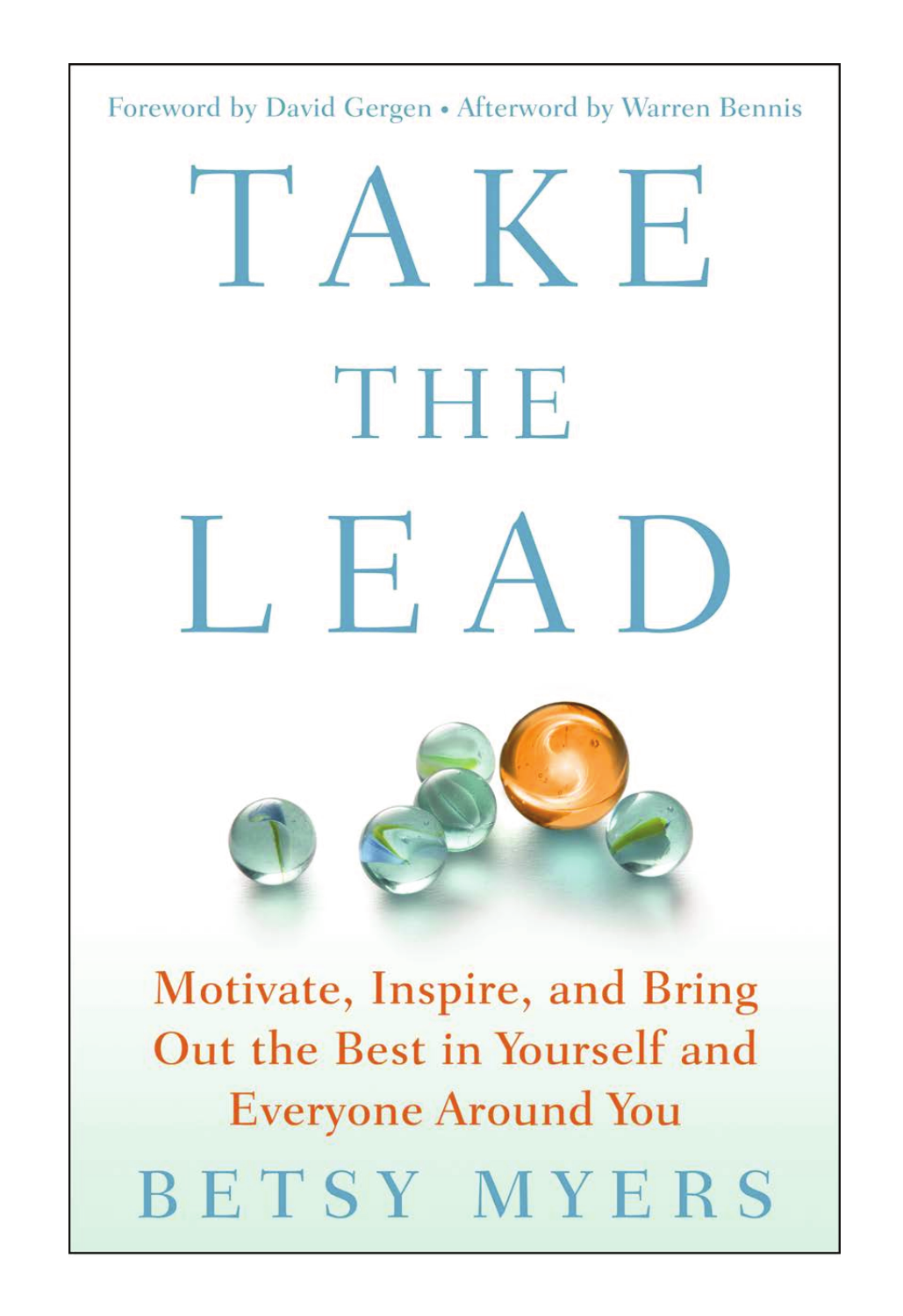Foreword by David Gergen • Afterword by Warren Bennis

# TAKE THE LEAD

## Motivate, Inspire, and Bring Out the Best in Yourself and Everyone Around You

BETSY MYERS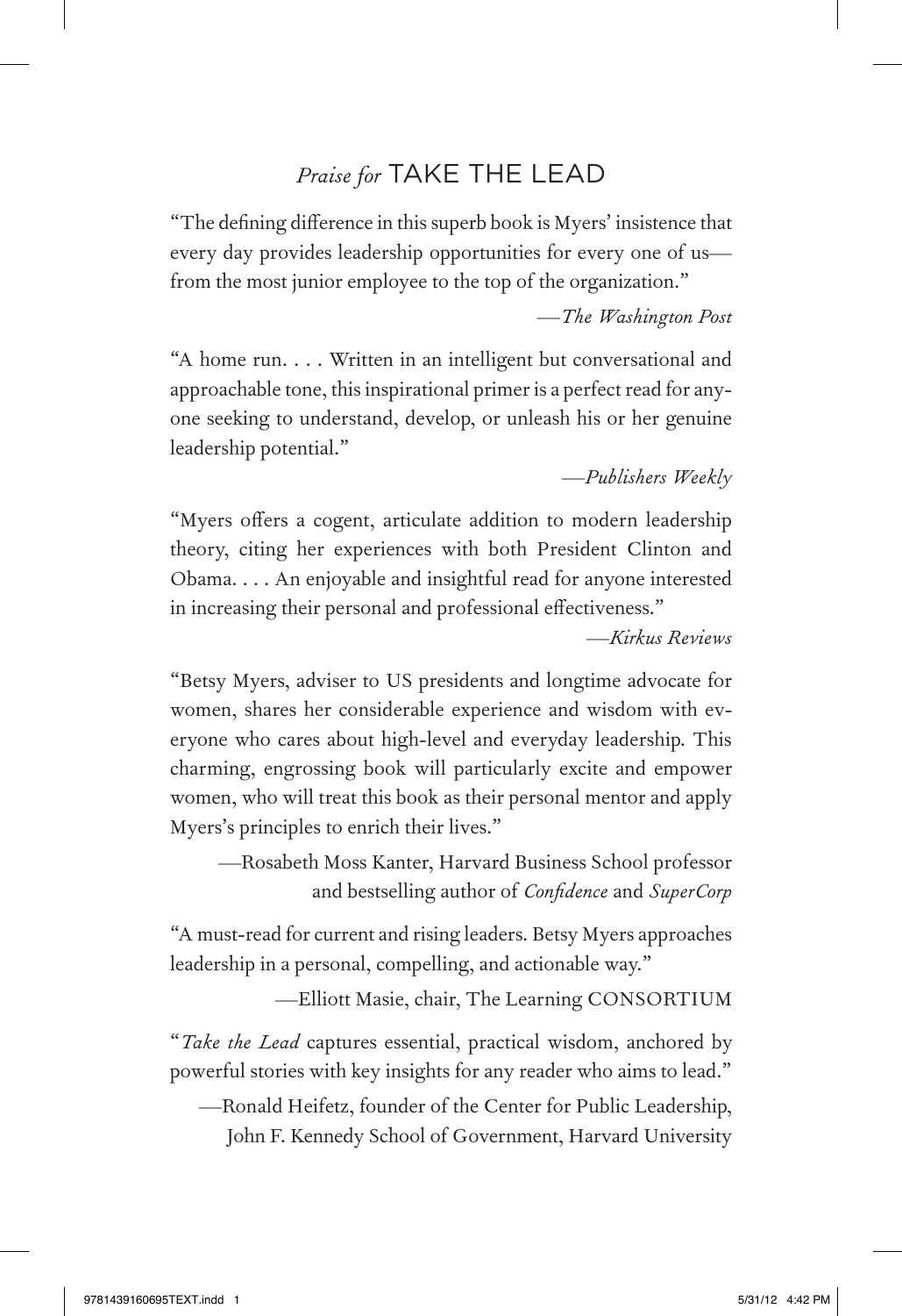## *Praise for* TAKE THE LEAD

"The defining difference in this superb book is Myers' insistence that every day provides leadership opportunities for every one of us—from the most junior employee to the top of the organization."

—*The Washington Post*

"A home run. . . . Written in an intelligent but conversational and approachable tone, this inspirational primer is a perfect read for anyone seeking to understand, develop, or unleash his or her genuine leadership potential."

—*Publishers Weekly*

"Myers offers a cogent, articulate addition to modern leadership theory, citing her experiences with both President Clinton and Obama. . . . An enjoyable and insightful read for anyone interested in increasing their personal and professional effectiveness."

—*Kirkus Reviews*

"Betsy Myers, adviser to US presidents and longtime advocate for women, shares her considerable experience and wisdom with everyone who cares about high-level and everyday leadership. This charming, engrossing book will particularly excite and empower women, who will treat this book as their personal mentor and apply Myers's principles to enrich their lives."

—Rosabeth Moss Kanter, Harvard Business School professor and bestselling author of *Confidence* and *SuperCorp*

"A must-read for current and rising leaders. Betsy Myers approaches leadership in a personal, compelling, and actionable way."

—Elliott Masie, chair, The Learning CONSORTIUM

"*Take the Lead* captures essential, practical wisdom, anchored by powerful stories with key insights for any reader who aims to lead."

—Ronald Heifetz, founder of the Center for Public Leadership, John F. Kennedy School of Government, Harvard University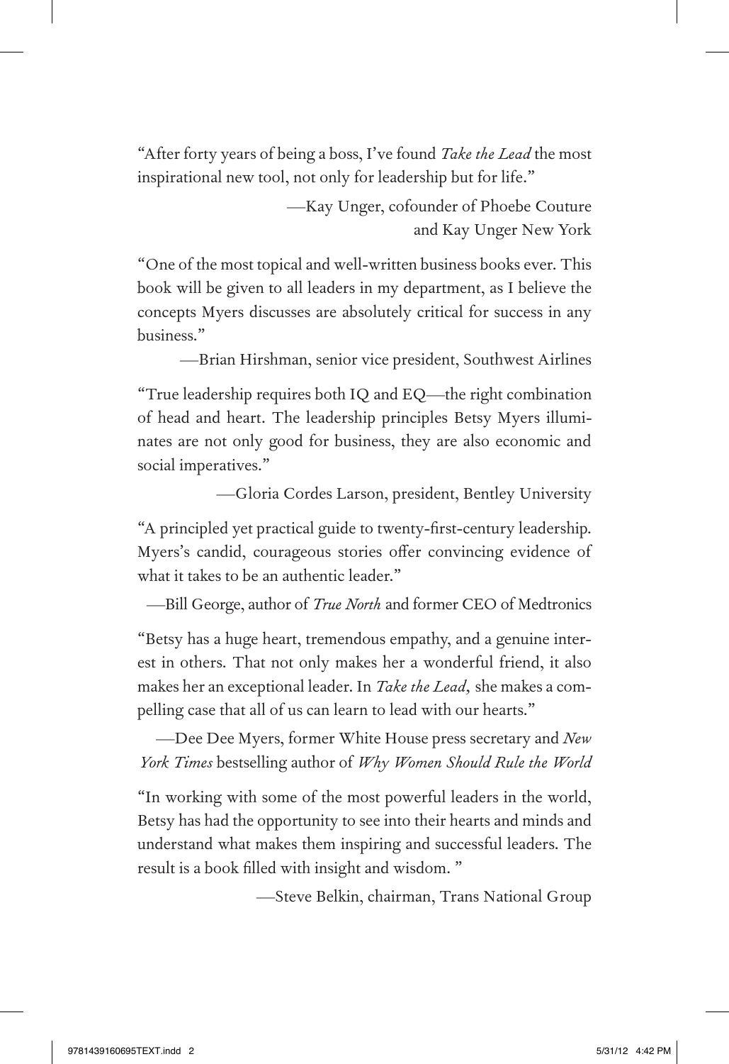"After forty years of being a boss, I've found *Take the Lead* the most inspirational new tool, not only for leadership but for life."

—Kay Unger, cofounder of Phoebe Couture and Kay Unger New York

"One of the most topical and well-written business books ever. This book will be given to all leaders in my department, as I believe the concepts Myers discusses are absolutely critical for success in any business."

—Brian Hirshman, senior vice president, Southwest Airlines

"True leadership requires both IQ and EQ—the right combination of head and heart. The leadership principles Betsy Myers illuminates are not only good for business, they are also economic and social imperatives."

—Gloria Cordes Larson, president, Bentley University

"A principled yet practical guide to twenty-first-century leadership. Myers's candid, courageous stories offer convincing evidence of what it takes to be an authentic leader."

—Bill George, author of *True North* and former CEO of Medtronics

"Betsy has a huge heart, tremendous empathy, and a genuine interest in others. That not only makes her a wonderful friend, it also makes her an exceptional leader. In *Take the Lead*, she makes a compelling case that all of us can learn to lead with our hearts."

—Dee Dee Myers, former White House press secretary and *New York Times* bestselling author of *Why Women Should Rule the World*

"In working with some of the most powerful leaders in the world, Betsy has had the opportunity to see into their hearts and minds and understand what makes them inspiring and successful leaders. The result is a book filled with insight and wisdom. "

—Steve Belkin, chairman, Trans National Group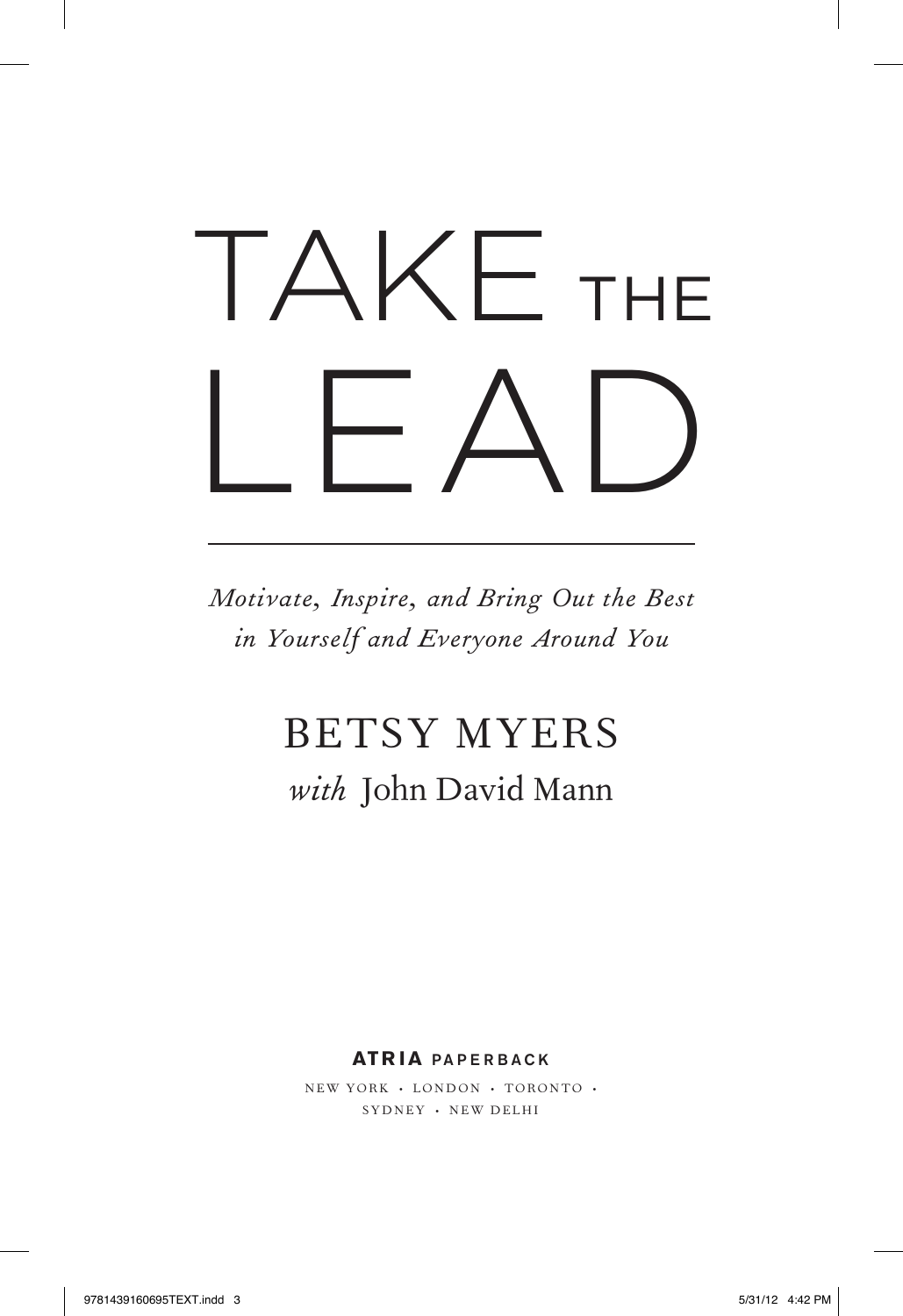# TAKE THE LEAD

*Motivate, Inspire, and Bring Out the Best in Yourself and Everyone Around You*

BETSY MYERS

*with* John David Mann

ATRIA PAPERBACK

NEW YORK • LONDON • TORONTO • SYDNEY • NEW DELHI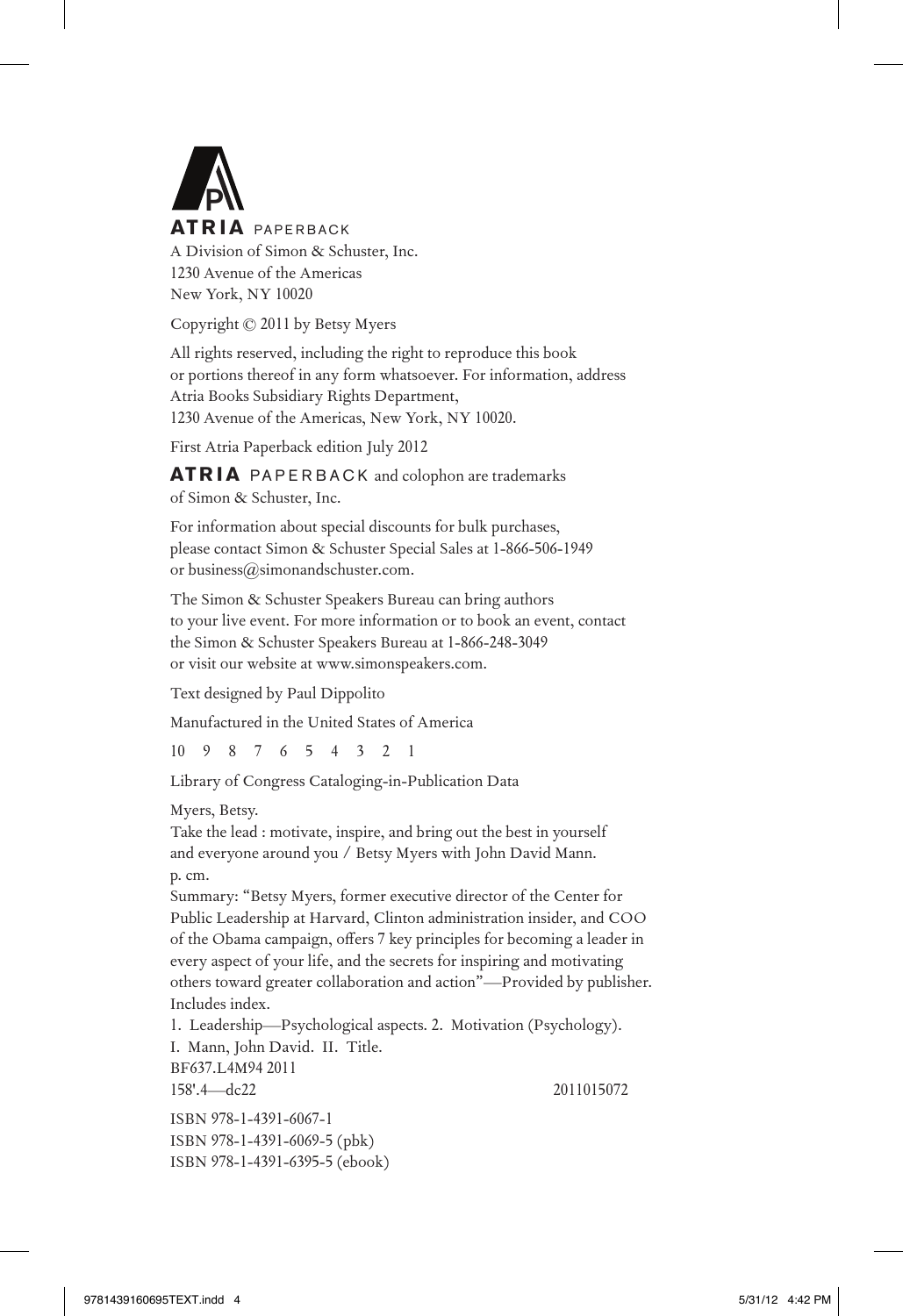**ATRIA** PAPERBACK

A Division of Simon & Schuster, Inc.
1230 Avenue of the Americas
New York, NY 10020

Copyright © 2011 by Betsy Myers

All rights reserved, including the right to reproduce this book or portions thereof in any form whatsoever. For information, address Atria Books Subsidiary Rights Department, 1230 Avenue of the Americas, New York, NY 10020.

First Atria Paperback edition July 2012

**ATRIA** PAPERBACK and colophon are trademarks of Simon & Schuster, Inc.

For information about special discounts for bulk purchases, please contact Simon & Schuster Special Sales at 1-866-506-1949 or business@simonandschuster.com.

The Simon & Schuster Speakers Bureau can bring authors to your live event. For more information or to book an event, contact the Simon & Schuster Speakers Bureau at 1-866-248-3049 or visit our website at www.simonspeakers.com.

Text designed by Paul Dippolito

Manufactured in the United States of America

10 9 8 7 6 5 4 3 2 1

Library of Congress Cataloging-in-Publication Data

Myers, Betsy.
Take the lead : motivate, inspire, and bring out the best in yourself and everyone around you / Betsy Myers with John David Mann.
p. cm.
Summary: "Betsy Myers, former executive director of the Center for Public Leadership at Harvard, Clinton administration insider, and COO of the Obama campaign, offers 7 key principles for becoming a leader in every aspect of your life, and the secrets for inspiring and motivating others toward greater collaboration and action"—Provided by publisher.
Includes index.
1. Leadership—Psychological aspects. 2. Motivation (Psychology).
I. Mann, John David. II. Title.
BF637.L4M94 2011
158'.4—dc22 2011015072

ISBN 978-1-4391-6067-1
ISBN 978-1-4391-6069-5 (pbk)
ISBN 978-1-4391-6395-5 (ebook)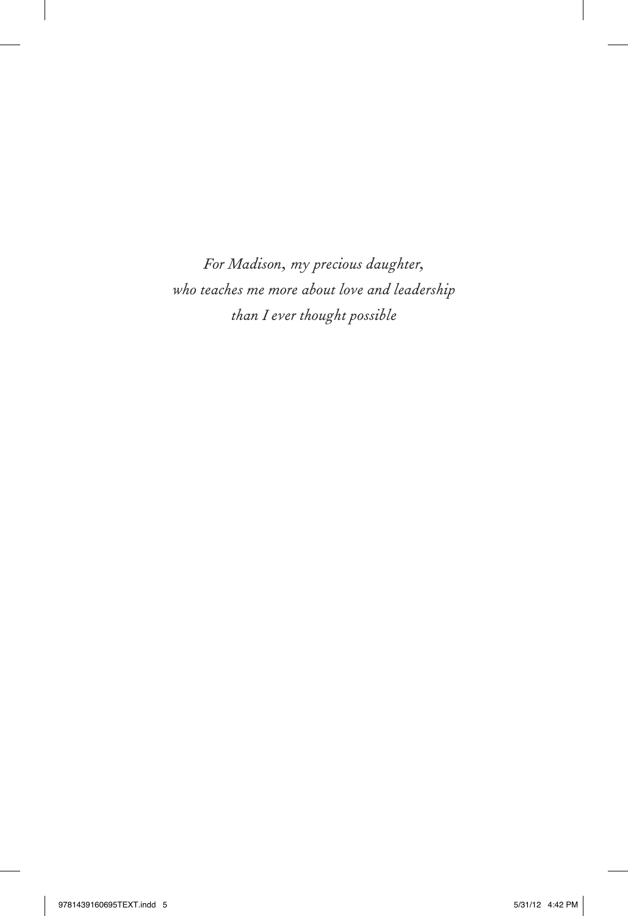*For Madison, my precious daughter,*
*who teaches me more about love and leadership*
*than I ever thought possible*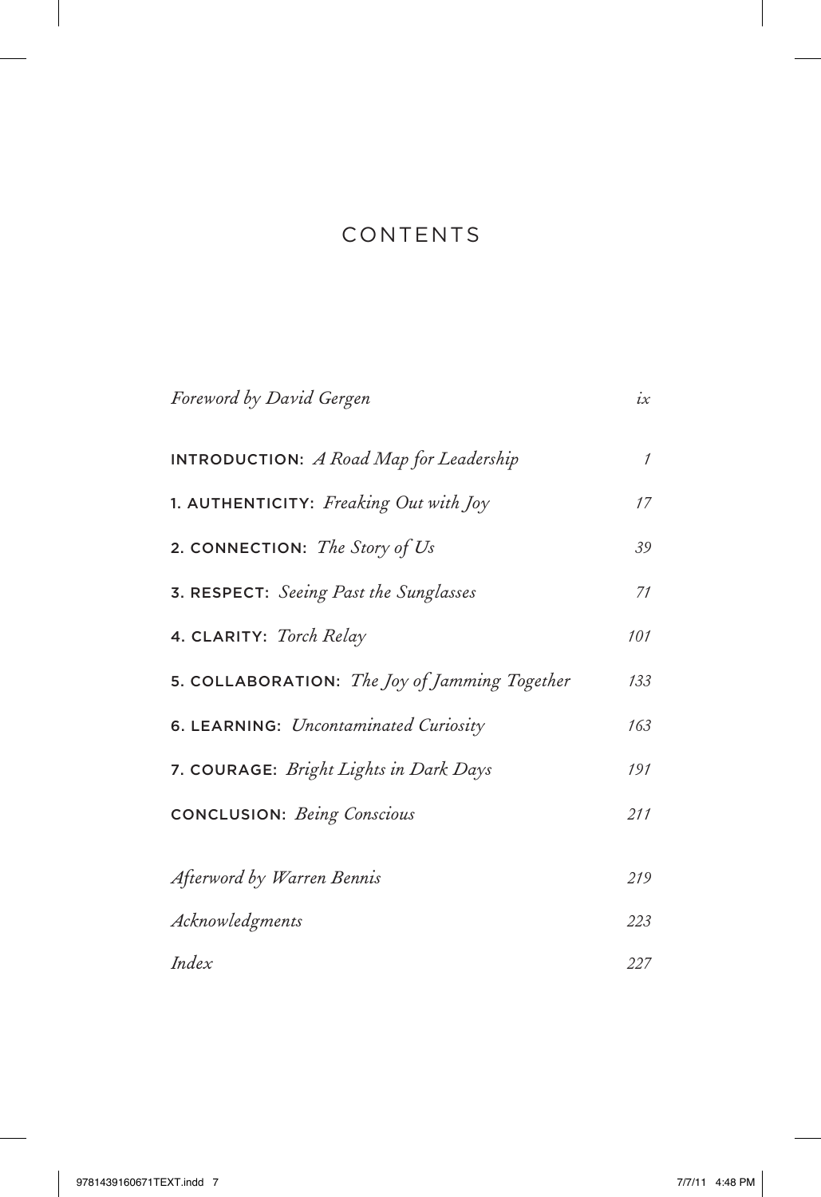# CONTENTS

| | |
|---|---|
| *Foreword by David Gergen* | *ix* |
| **INTRODUCTION:** *A Road Map for Leadership* | *1* |
| **1. AUTHENTICITY:** *Freaking Out with Joy* | *17* |
| **2. CONNECTION:** *The Story of Us* | *39* |
| **3. RESPECT:** *Seeing Past the Sunglasses* | *71* |
| **4. CLARITY:** *Torch Relay* | *101* |
| **5. COLLABORATION:** *The Joy of Jamming Together* | *133* |
| **6. LEARNING:** *Uncontaminated Curiosity* | *163* |
| **7. COURAGE:** *Bright Lights in Dark Days* | *191* |
| **CONCLUSION:** *Being Conscious* | *211* |
| *Afterword by Warren Bennis* | *219* |
| *Acknowledgments* | *223* |
| *Index* | *227* |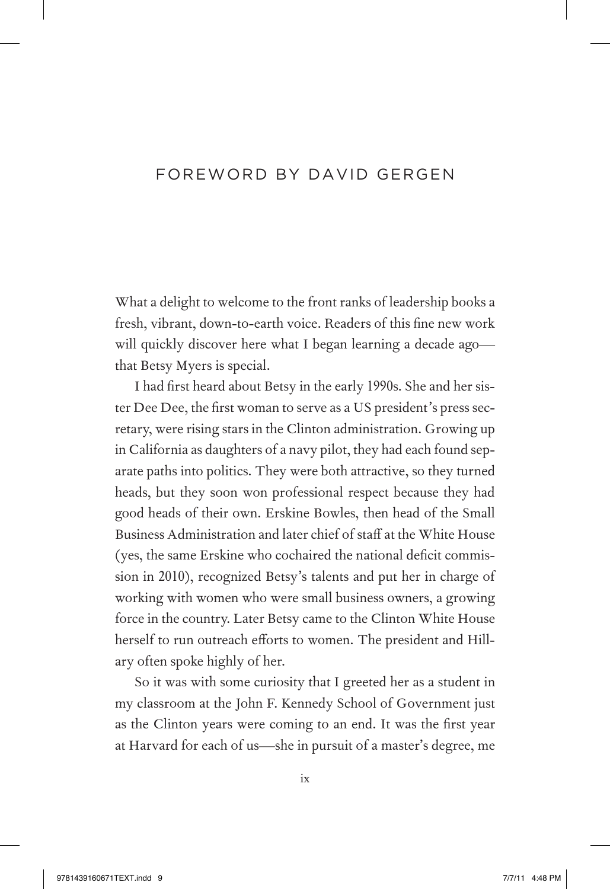# FOREWORD BY DAVID GERGEN

What a delight to welcome to the front ranks of leadership books a fresh, vibrant, down-to-earth voice. Readers of this fine new work will quickly discover here what I began learning a decade ago—that Betsy Myers is special.

I had first heard about Betsy in the early 1990s. She and her sister Dee Dee, the first woman to serve as a US president's press secretary, were rising stars in the Clinton administration. Growing up in California as daughters of a navy pilot, they had each found separate paths into politics. They were both attractive, so they turned heads, but they soon won professional respect because they had good heads of their own. Erskine Bowles, then head of the Small Business Administration and later chief of staff at the White House (yes, the same Erskine who cochaired the national deficit commission in 2010), recognized Betsy's talents and put her in charge of working with women who were small business owners, a growing force in the country. Later Betsy came to the Clinton White House herself to run outreach efforts to women. The president and Hillary often spoke highly of her.

So it was with some curiosity that I greeted her as a student in my classroom at the John F. Kennedy School of Government just as the Clinton years were coming to an end. It was the first year at Harvard for each of us—she in pursuit of a master's degree, me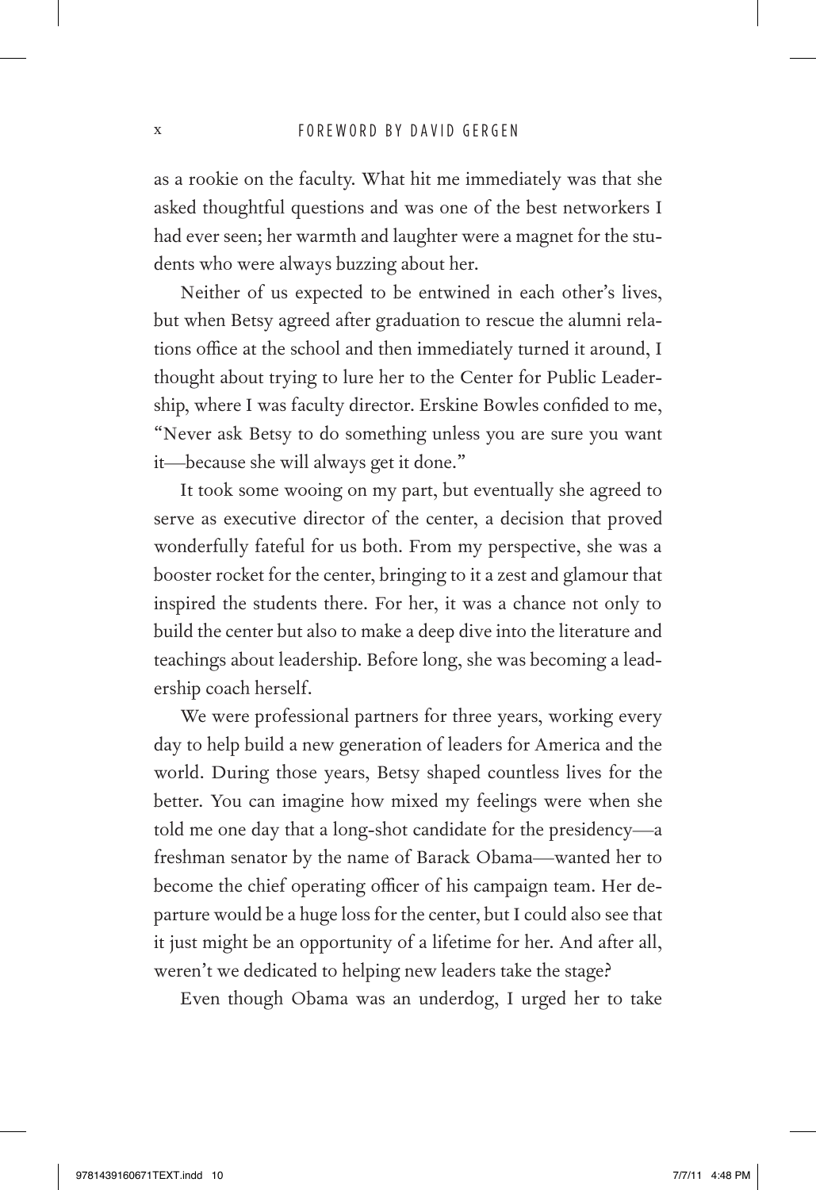as a rookie on the faculty. What hit me immediately was that she asked thoughtful questions and was one of the best networkers I had ever seen; her warmth and laughter were a magnet for the students who were always buzzing about her.

Neither of us expected to be entwined in each other's lives, but when Betsy agreed after graduation to rescue the alumni relations office at the school and then immediately turned it around, I thought about trying to lure her to the Center for Public Leadership, where I was faculty director. Erskine Bowles confided to me, "Never ask Betsy to do something unless you are sure you want it—because she will always get it done."

It took some wooing on my part, but eventually she agreed to serve as executive director of the center, a decision that proved wonderfully fateful for us both. From my perspective, she was a booster rocket for the center, bringing to it a zest and glamour that inspired the students there. For her, it was a chance not only to build the center but also to make a deep dive into the literature and teachings about leadership. Before long, she was becoming a leadership coach herself.

We were professional partners for three years, working every day to help build a new generation of leaders for America and the world. During those years, Betsy shaped countless lives for the better. You can imagine how mixed my feelings were when she told me one day that a long-shot candidate for the presidency—a freshman senator by the name of Barack Obama—wanted her to become the chief operating officer of his campaign team. Her departure would be a huge loss for the center, but I could also see that it just might be an opportunity of a lifetime for her. And after all, weren't we dedicated to helping new leaders take the stage?

Even though Obama was an underdog, I urged her to take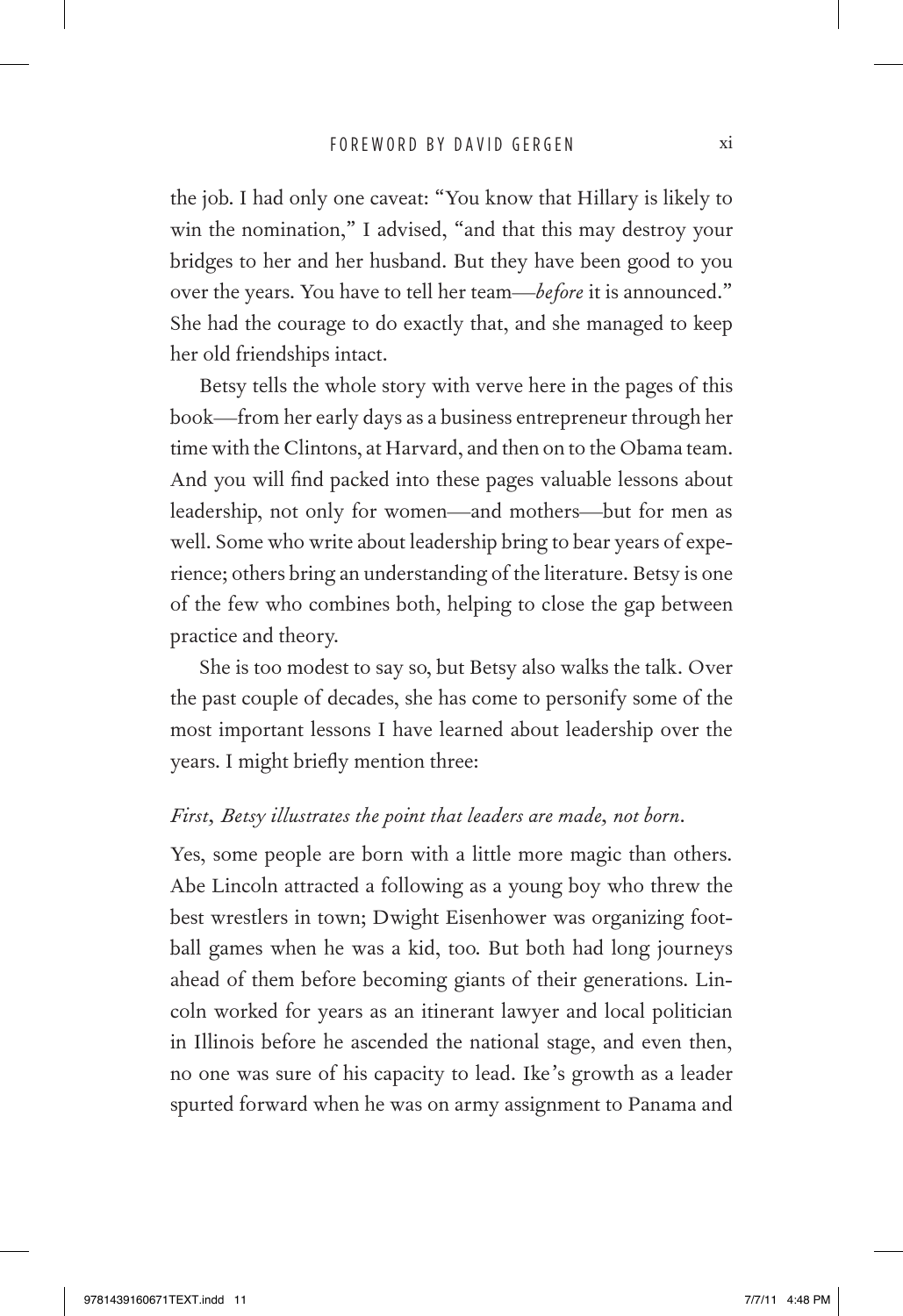the job. I had only one caveat: "You know that Hillary is likely to win the nomination," I advised, "and that this may destroy your bridges to her and her husband. But they have been good to you over the years. You have to tell her team—*before* it is announced." She had the courage to do exactly that, and she managed to keep her old friendships intact.

Betsy tells the whole story with verve here in the pages of this book—from her early days as a business entrepreneur through her time with the Clintons, at Harvard, and then on to the Obama team. And you will find packed into these pages valuable lessons about leadership, not only for women—and mothers—but for men as well. Some who write about leadership bring to bear years of experience; others bring an understanding of the literature. Betsy is one of the few who combines both, helping to close the gap between practice and theory.

She is too modest to say so, but Betsy also walks the talk. Over the past couple of decades, she has come to personify some of the most important lessons I have learned about leadership over the years. I might briefly mention three:

*First, Betsy illustrates the point that leaders are made, not born.*

Yes, some people are born with a little more magic than others. Abe Lincoln attracted a following as a young boy who threw the best wrestlers in town; Dwight Eisenhower was organizing football games when he was a kid, too. But both had long journeys ahead of them before becoming giants of their generations. Lincoln worked for years as an itinerant lawyer and local politician in Illinois before he ascended the national stage, and even then, no one was sure of his capacity to lead. Ike's growth as a leader spurted forward when he was on army assignment to Panama and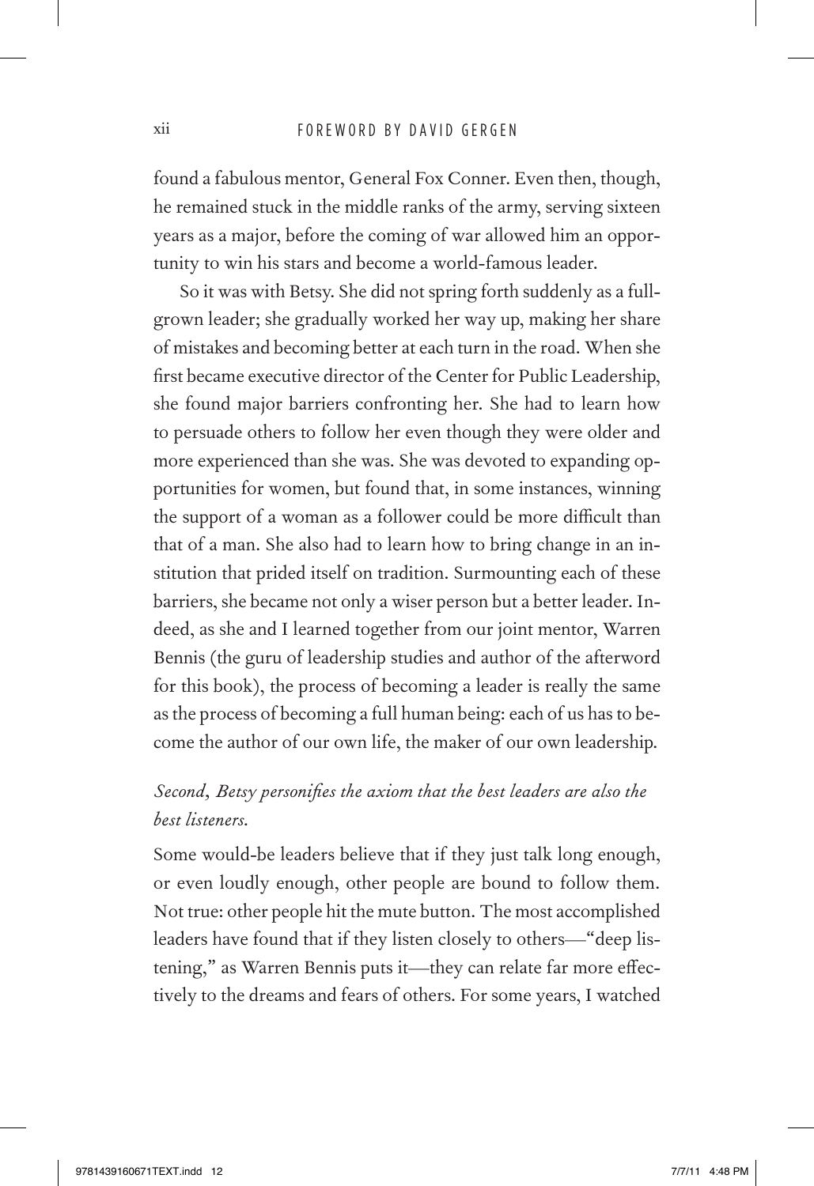found a fabulous mentor, General Fox Conner. Even then, though, he remained stuck in the middle ranks of the army, serving sixteen years as a major, before the coming of war allowed him an opportunity to win his stars and become a world-famous leader.

So it was with Betsy. She did not spring forth suddenly as a full-grown leader; she gradually worked her way up, making her share of mistakes and becoming better at each turn in the road. When she first became executive director of the Center for Public Leadership, she found major barriers confronting her. She had to learn how to persuade others to follow her even though they were older and more experienced than she was. She was devoted to expanding opportunities for women, but found that, in some instances, winning the support of a woman as a follower could be more difficult than that of a man. She also had to learn how to bring change in an institution that prided itself on tradition. Surmounting each of these barriers, she became not only a wiser person but a better leader. Indeed, as she and I learned together from our joint mentor, Warren Bennis (the guru of leadership studies and author of the afterword for this book), the process of becoming a leader is really the same as the process of becoming a full human being: each of us has to become the author of our own life, the maker of our own leadership.

*Second, Betsy personifies the axiom that the best leaders are also the best listeners.*

Some would-be leaders believe that if they just talk long enough, or even loudly enough, other people are bound to follow them. Not true: other people hit the mute button. The most accomplished leaders have found that if they listen closely to others—"deep listening," as Warren Bennis puts it—they can relate far more effectively to the dreams and fears of others. For some years, I watched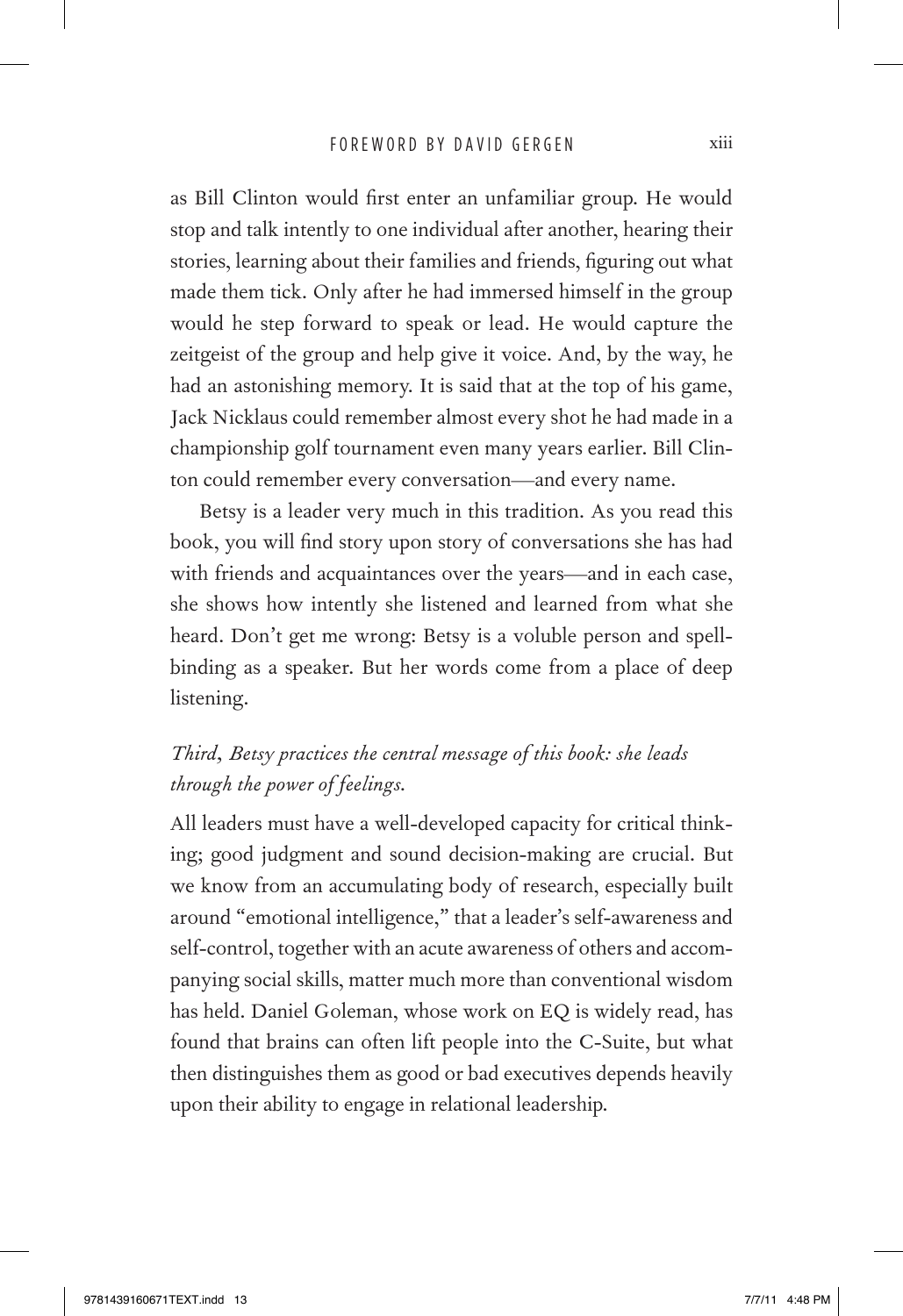as Bill Clinton would first enter an unfamiliar group. He would stop and talk intently to one individual after another, hearing their stories, learning about their families and friends, figuring out what made them tick. Only after he had immersed himself in the group would he step forward to speak or lead. He would capture the zeitgeist of the group and help give it voice. And, by the way, he had an astonishing memory. It is said that at the top of his game, Jack Nicklaus could remember almost every shot he had made in a championship golf tournament even many years earlier. Bill Clinton could remember every conversation—and every name.

Betsy is a leader very much in this tradition. As you read this book, you will find story upon story of conversations she has had with friends and acquaintances over the years—and in each case, she shows how intently she listened and learned from what she heard. Don't get me wrong: Betsy is a voluble person and spellbinding as a speaker. But her words come from a place of deep listening.

*Third, Betsy practices the central message of this book: she leads through the power of feelings.*

All leaders must have a well-developed capacity for critical thinking; good judgment and sound decision-making are crucial. But we know from an accumulating body of research, especially built around "emotional intelligence," that a leader's self-awareness and self-control, together with an acute awareness of others and accompanying social skills, matter much more than conventional wisdom has held. Daniel Goleman, whose work on EQ is widely read, has found that brains can often lift people into the C-Suite, but what then distinguishes them as good or bad executives depends heavily upon their ability to engage in relational leadership.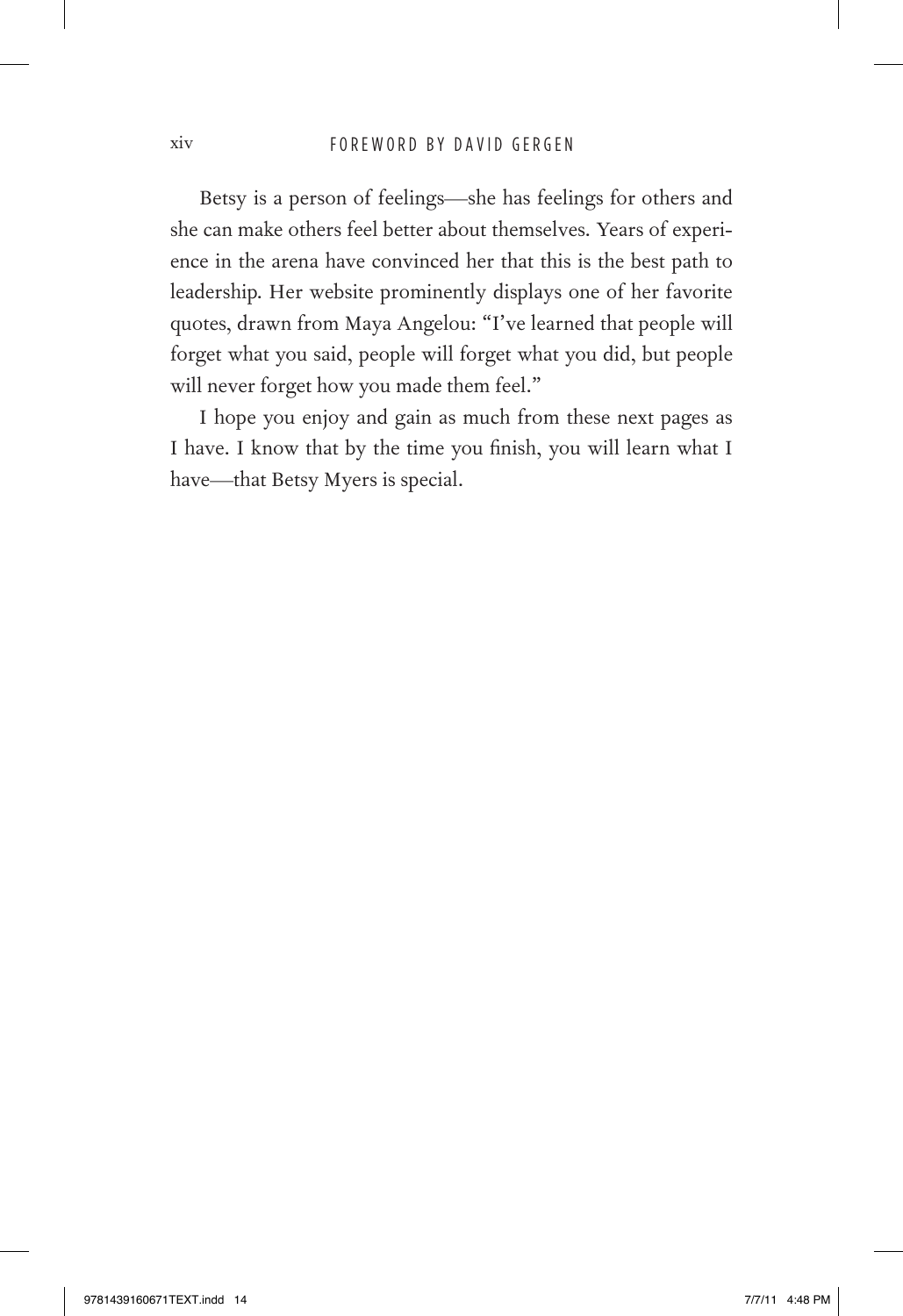Betsy is a person of feelings—she has feelings for others and she can make others feel better about themselves. Years of experience in the arena have convinced her that this is the best path to leadership. Her website prominently displays one of her favorite quotes, drawn from Maya Angelou: "I've learned that people will forget what you said, people will forget what you did, but people will never forget how you made them feel."

I hope you enjoy and gain as much from these next pages as I have. I know that by the time you finish, you will learn what I have—that Betsy Myers is special.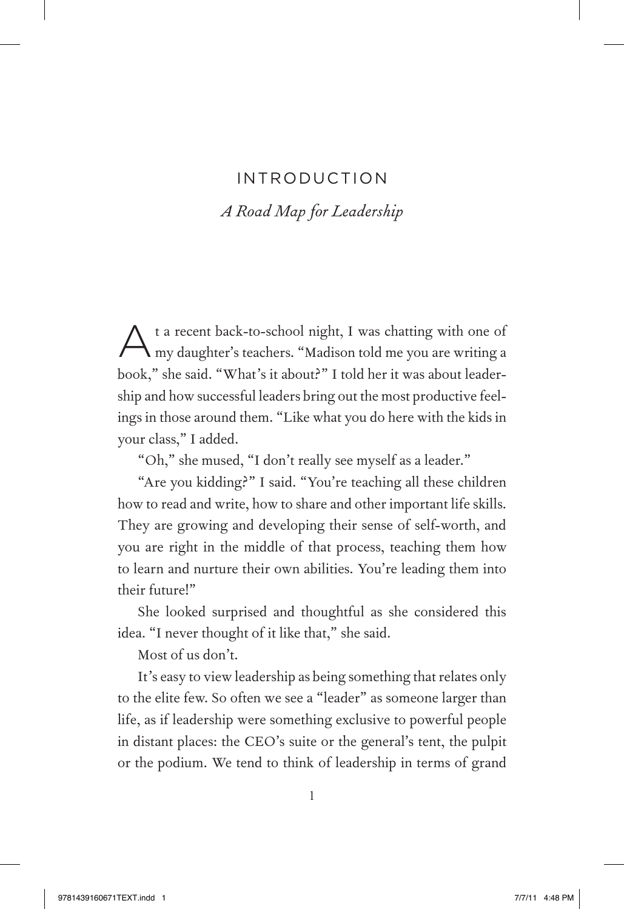# INTRODUCTION

## *A Road Map for Leadership*

At a recent back-to-school night, I was chatting with one of my daughter's teachers. "Madison told me you are writing a book," she said. "What's it about?" I told her it was about leadership and how successful leaders bring out the most productive feelings in those around them. "Like what you do here with the kids in your class," I added.

"Oh," she mused, "I don't really see myself as a leader."

"Are you kidding?" I said. "You're teaching all these children how to read and write, how to share and other important life skills. They are growing and developing their sense of self-worth, and you are right in the middle of that process, teaching them how to learn and nurture their own abilities. You're leading them into their future!"

She looked surprised and thoughtful as she considered this idea. "I never thought of it like that," she said.

Most of us don't.

It's easy to view leadership as being something that relates only to the elite few. So often we see a "leader" as someone larger than life, as if leadership were something exclusive to powerful people in distant places: the CEO's suite or the general's tent, the pulpit or the podium. We tend to think of leadership in terms of grand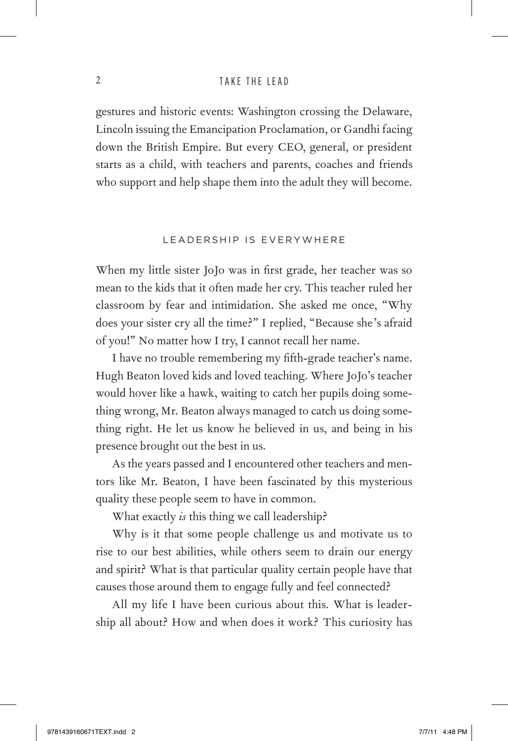gestures and historic events: Washington crossing the Delaware, Lincoln issuing the Emancipation Proclamation, or Gandhi facing down the British Empire. But every CEO, general, or president starts as a child, with teachers and parents, coaches and friends who support and help shape them into the adult they will become.

## LEADERSHIP IS EVERYWHERE

When my little sister JoJo was in first grade, her teacher was so mean to the kids that it often made her cry. This teacher ruled her classroom by fear and intimidation. She asked me once, "Why does your sister cry all the time?" I replied, "Because she's afraid of you!" No matter how I try, I cannot recall her name.

I have no trouble remembering my fifth-grade teacher's name. Hugh Beaton loved kids and loved teaching. Where JoJo's teacher would hover like a hawk, waiting to catch her pupils doing something wrong, Mr. Beaton always managed to catch us doing something right. He let us know he believed in us, and being in his presence brought out the best in us.

As the years passed and I encountered other teachers and mentors like Mr. Beaton, I have been fascinated by this mysterious quality these people seem to have in common.

What exactly *is* this thing we call leadership?

Why is it that some people challenge us and motivate us to rise to our best abilities, while others seem to drain our energy and spirit? What is that particular quality certain people have that causes those around them to engage fully and feel connected?

All my life I have been curious about this. What is leadership all about? How and when does it work? This curiosity has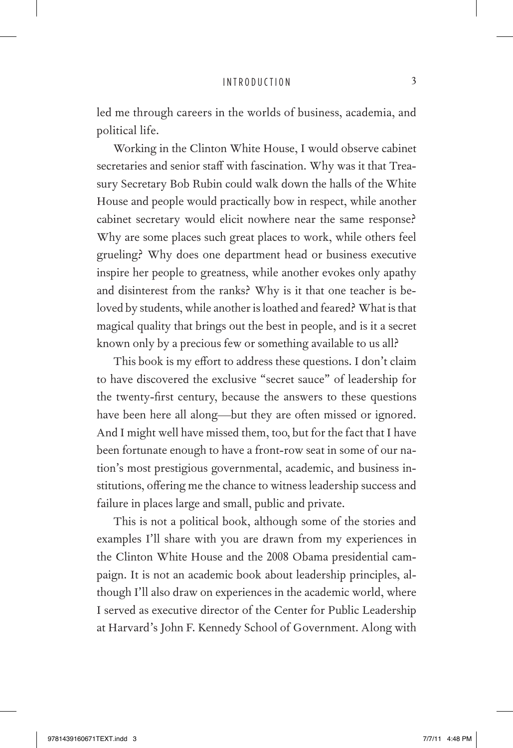led me through careers in the worlds of business, academia, and political life.

Working in the Clinton White House, I would observe cabinet secretaries and senior staff with fascination. Why was it that Treasury Secretary Bob Rubin could walk down the halls of the White House and people would practically bow in respect, while another cabinet secretary would elicit nowhere near the same response? Why are some places such great places to work, while others feel grueling? Why does one department head or business executive inspire her people to greatness, while another evokes only apathy and disinterest from the ranks? Why is it that one teacher is beloved by students, while another is loathed and feared? What is that magical quality that brings out the best in people, and is it a secret known only by a precious few or something available to us all?

This book is my effort to address these questions. I don't claim to have discovered the exclusive "secret sauce" of leadership for the twenty-first century, because the answers to these questions have been here all along—but they are often missed or ignored. And I might well have missed them, too, but for the fact that I have been fortunate enough to have a front-row seat in some of our nation's most prestigious governmental, academic, and business institutions, offering me the chance to witness leadership success and failure in places large and small, public and private.

This is not a political book, although some of the stories and examples I'll share with you are drawn from my experiences in the Clinton White House and the 2008 Obama presidential campaign. It is not an academic book about leadership principles, although I'll also draw on experiences in the academic world, where I served as executive director of the Center for Public Leadership at Harvard's John F. Kennedy School of Government. Along with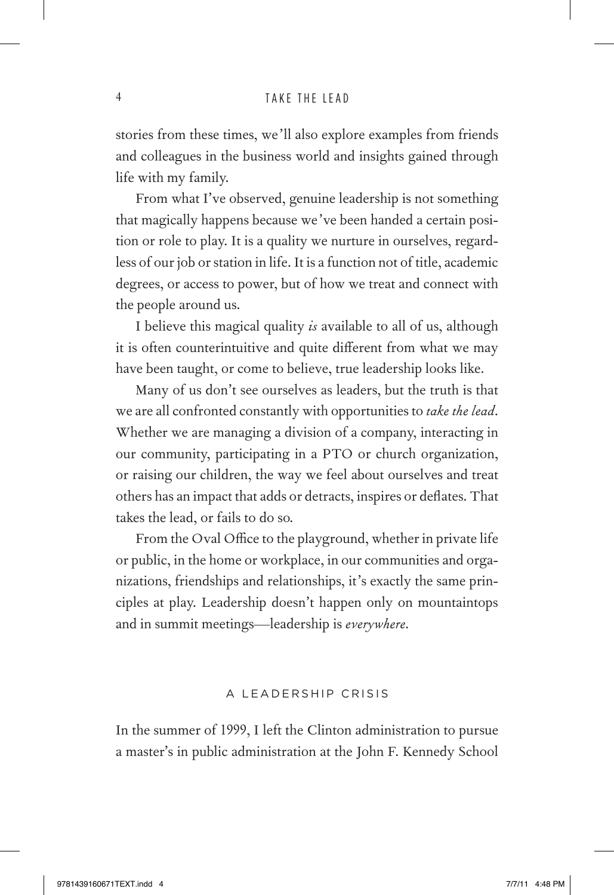stories from these times, we'll also explore examples from friends and colleagues in the business world and insights gained through life with my family.

From what I've observed, genuine leadership is not something that magically happens because we've been handed a certain position or role to play. It is a quality we nurture in ourselves, regardless of our job or station in life. It is a function not of title, academic degrees, or access to power, but of how we treat and connect with the people around us.

I believe this magical quality *is* available to all of us, although it is often counterintuitive and quite different from what we may have been taught, or come to believe, true leadership looks like.

Many of us don't see ourselves as leaders, but the truth is that we are all confronted constantly with opportunities to *take the lead*. Whether we are managing a division of a company, interacting in our community, participating in a PTO or church organization, or raising our children, the way we feel about ourselves and treat others has an impact that adds or detracts, inspires or deflates. That takes the lead, or fails to do so.

From the Oval Office to the playground, whether in private life or public, in the home or workplace, in our communities and organizations, friendships and relationships, it's exactly the same principles at play. Leadership doesn't happen only on mountaintops and in summit meetings—leadership is *everywhere*.

## A LEADERSHIP CRISIS

In the summer of 1999, I left the Clinton administration to pursue a master's in public administration at the John F. Kennedy School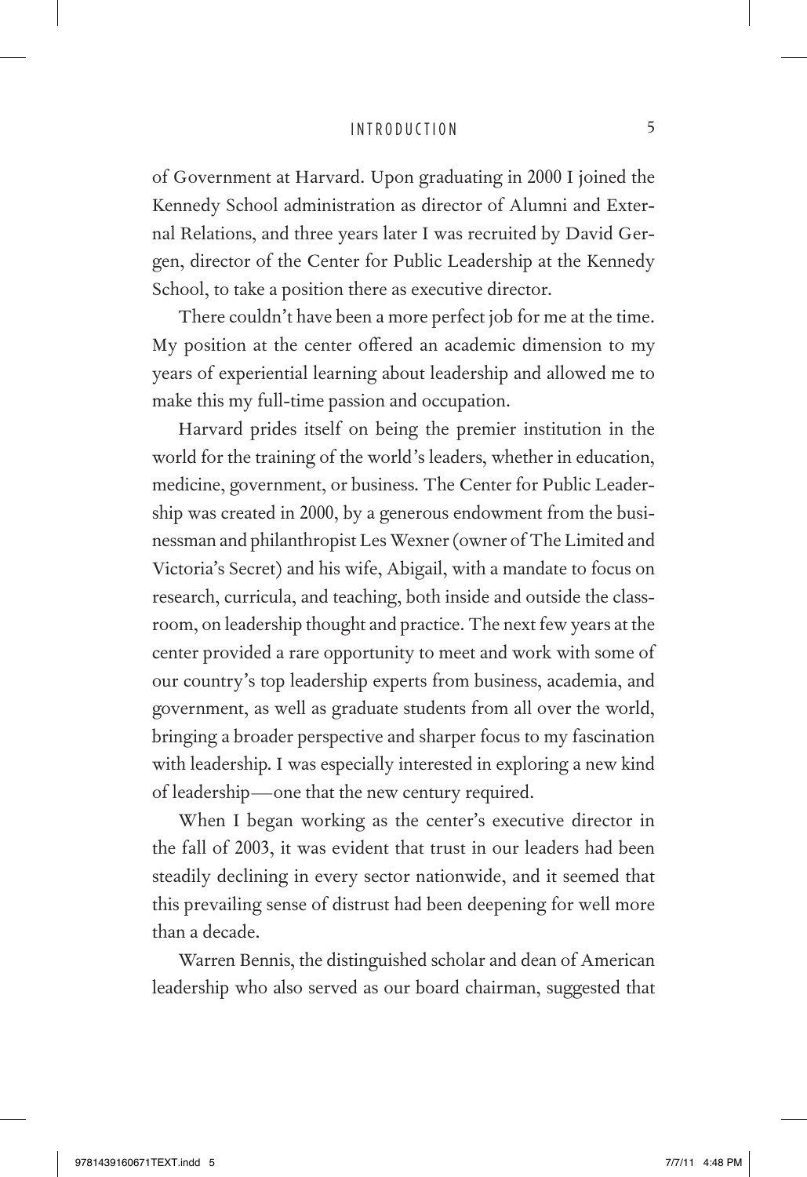of Government at Harvard. Upon graduating in 2000 I joined the Kennedy School administration as director of Alumni and External Relations, and three years later I was recruited by David Gergen, director of the Center for Public Leadership at the Kennedy School, to take a position there as executive director.

There couldn't have been a more perfect job for me at the time. My position at the center offered an academic dimension to my years of experiential learning about leadership and allowed me to make this my full-time passion and occupation.

Harvard prides itself on being the premier institution in the world for the training of the world's leaders, whether in education, medicine, government, or business. The Center for Public Leadership was created in 2000, by a generous endowment from the businessman and philanthropist Les Wexner (owner of The Limited and Victoria's Secret) and his wife, Abigail, with a mandate to focus on research, curricula, and teaching, both inside and outside the classroom, on leadership thought and practice. The next few years at the center provided a rare opportunity to meet and work with some of our country's top leadership experts from business, academia, and government, as well as graduate students from all over the world, bringing a broader perspective and sharper focus to my fascination with leadership. I was especially interested in exploring a new kind of leadership—one that the new century required.

When I began working as the center's executive director in the fall of 2003, it was evident that trust in our leaders had been steadily declining in every sector nationwide, and it seemed that this prevailing sense of distrust had been deepening for well more than a decade.

Warren Bennis, the distinguished scholar and dean of American leadership who also served as our board chairman, suggested that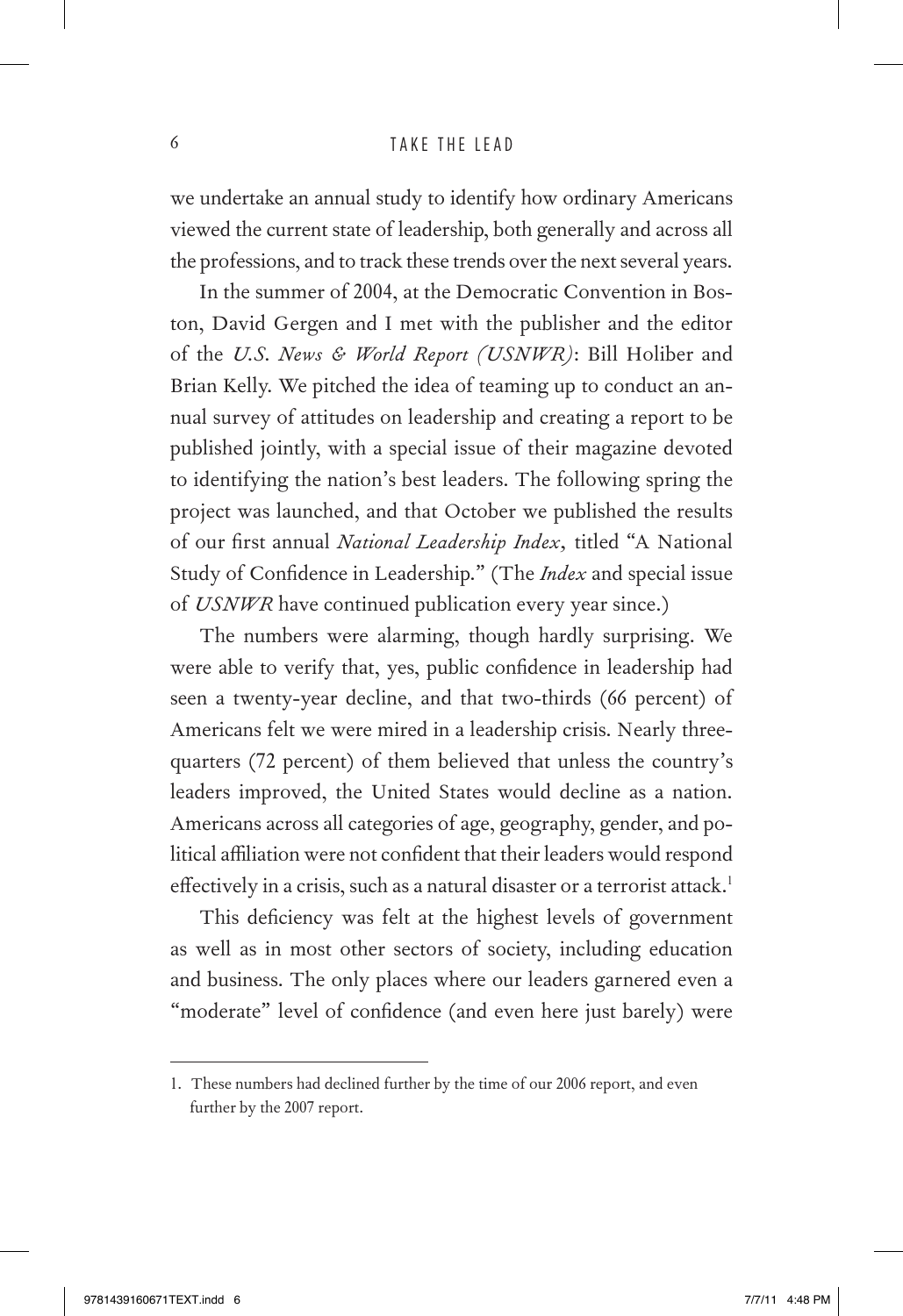we undertake an annual study to identify how ordinary Americans viewed the current state of leadership, both generally and across all the professions, and to track these trends over the next several years.

In the summer of 2004, at the Democratic Convention in Boston, David Gergen and I met with the publisher and the editor of the *U.S. News & World Report (USNWR)*: Bill Holiber and Brian Kelly. We pitched the idea of teaming up to conduct an annual survey of attitudes on leadership and creating a report to be published jointly, with a special issue of their magazine devoted to identifying the nation's best leaders. The following spring the project was launched, and that October we published the results of our first annual *National Leadership Index*, titled "A National Study of Confidence in Leadership." (The *Index* and special issue of *USNWR* have continued publication every year since.)

The numbers were alarming, though hardly surprising. We were able to verify that, yes, public confidence in leadership had seen a twenty-year decline, and that two-thirds (66 percent) of Americans felt we were mired in a leadership crisis. Nearly three-quarters (72 percent) of them believed that unless the country's leaders improved, the United States would decline as a nation. Americans across all categories of age, geography, gender, and political affiliation were not confident that their leaders would respond effectively in a crisis, such as a natural disaster or a terrorist attack.[1]

This deficiency was felt at the highest levels of government as well as in most other sectors of society, including education and business. The only places where our leaders garnered even a "moderate" level of confidence (and even here just barely) were

---

1. These numbers had declined further by the time of our 2006 report, and even further by the 2007 report.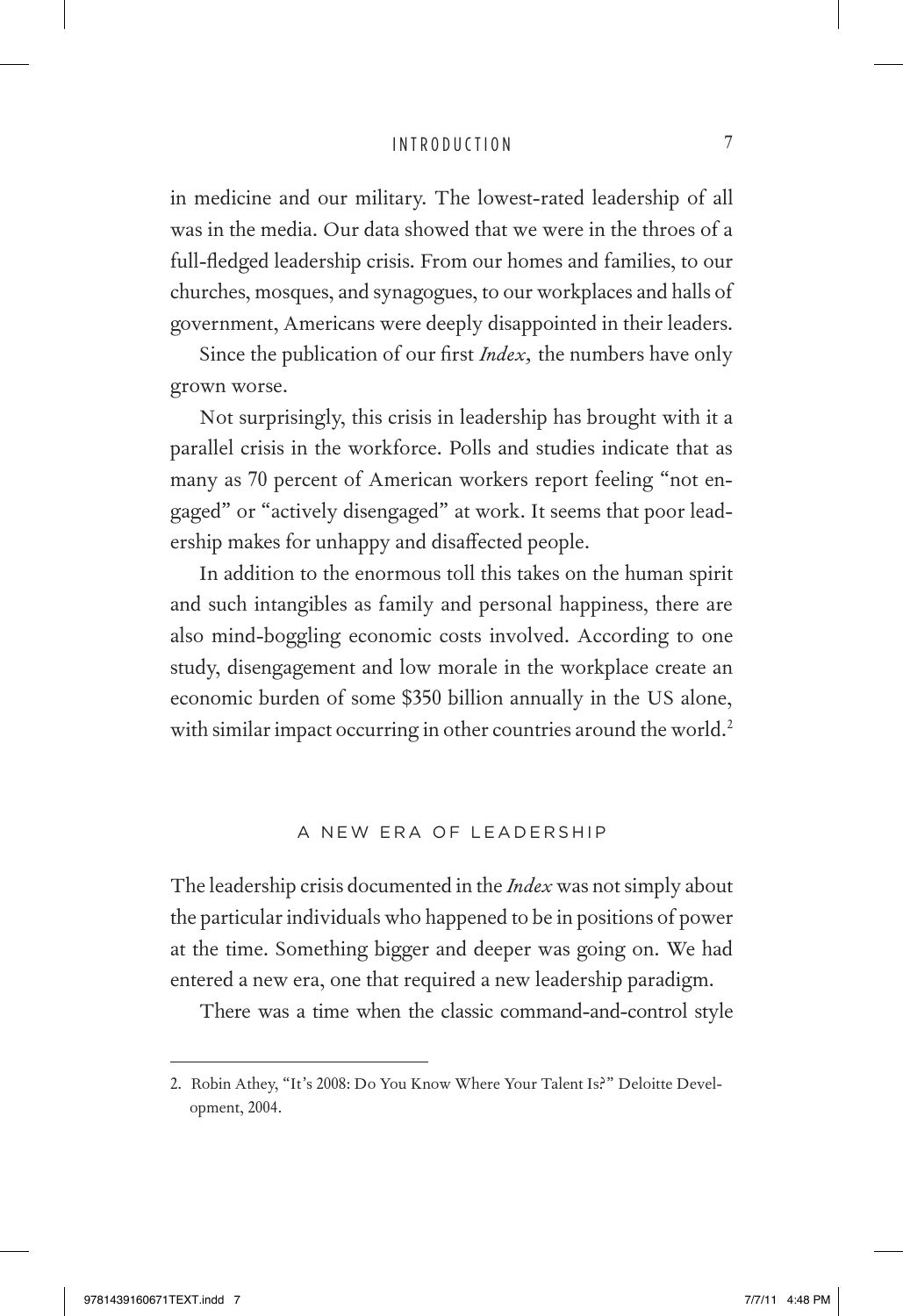in medicine and our military. The lowest-rated leadership of all was in the media. Our data showed that we were in the throes of a full-fledged leadership crisis. From our homes and families, to our churches, mosques, and synagogues, to our workplaces and halls of government, Americans were deeply disappointed in their leaders.

Since the publication of our first *Index*, the numbers have only grown worse.

Not surprisingly, this crisis in leadership has brought with it a parallel crisis in the workforce. Polls and studies indicate that as many as 70 percent of American workers report feeling "not engaged" or "actively disengaged" at work. It seems that poor leadership makes for unhappy and disaffected people.

In addition to the enormous toll this takes on the human spirit and such intangibles as family and personal happiness, there are also mind-boggling economic costs involved. According to one study, disengagement and low morale in the workplace create an economic burden of some $350 billion annually in the US alone, with similar impact occurring in other countries around the world.[2]

## A NEW ERA OF LEADERSHIP

The leadership crisis documented in the *Index* was not simply about the particular individuals who happened to be in positions of power at the time. Something bigger and deeper was going on. We had entered a new era, one that required a new leadership paradigm.

There was a time when the classic command-and-control style

---

2. Robin Athey, "It's 2008: Do You Know Where Your Talent Is?" Deloitte Development, 2004.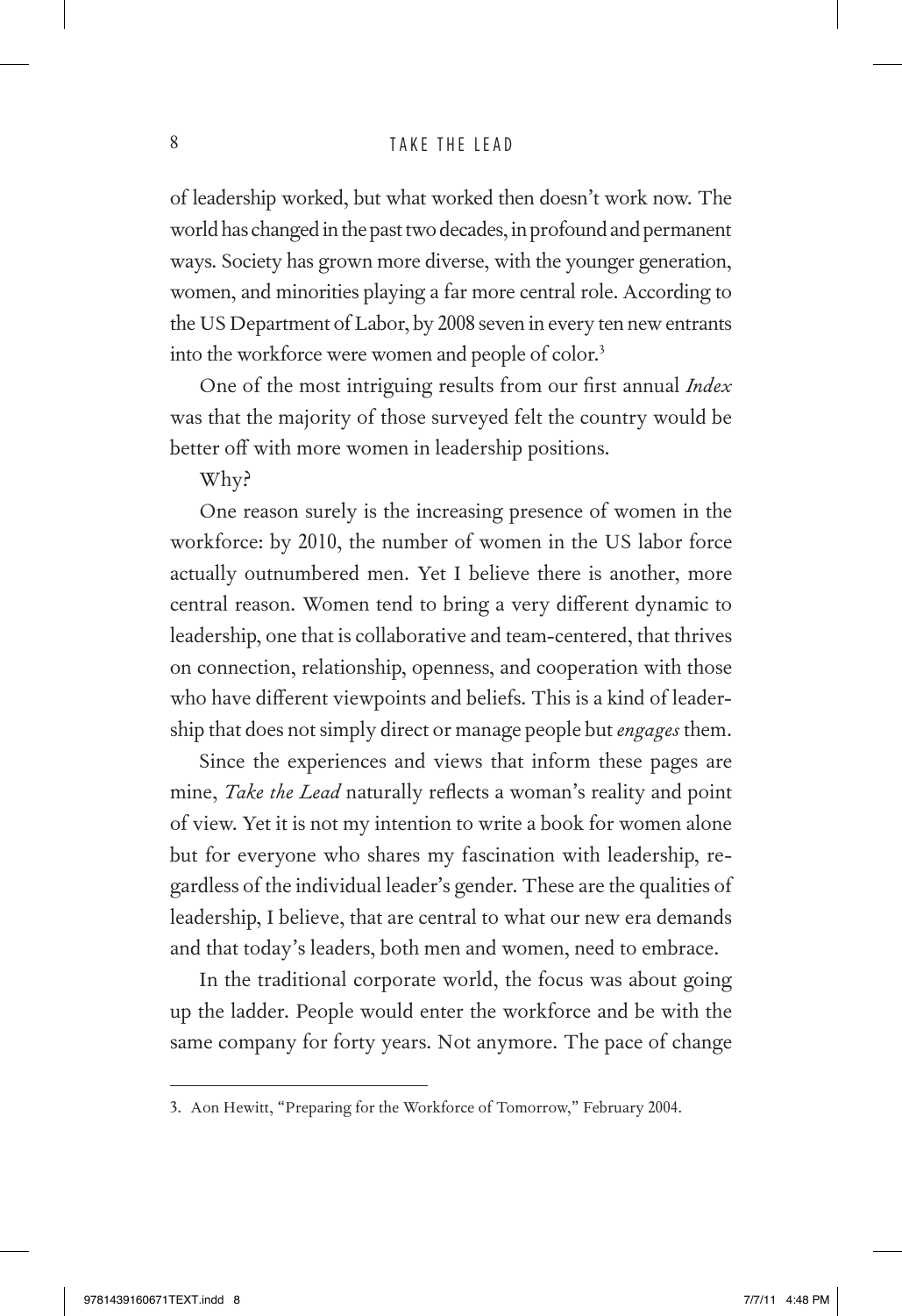of leadership worked, but what worked then doesn't work now. The world has changed in the past two decades, in profound and permanent ways. Society has grown more diverse, with the younger generation, women, and minorities playing a far more central role. According to the US Department of Labor, by 2008 seven in every ten new entrants into the workforce were women and people of color.[3]

One of the most intriguing results from our first annual *Index* was that the majority of those surveyed felt the country would be better off with more women in leadership positions.

Why?

One reason surely is the increasing presence of women in the workforce: by 2010, the number of women in the US labor force actually outnumbered men. Yet I believe there is another, more central reason. Women tend to bring a very different dynamic to leadership, one that is collaborative and team-centered, that thrives on connection, relationship, openness, and cooperation with those who have different viewpoints and beliefs. This is a kind of leadership that does not simply direct or manage people but *engages* them.

Since the experiences and views that inform these pages are mine, *Take the Lead* naturally reflects a woman's reality and point of view. Yet it is not my intention to write a book for women alone but for everyone who shares my fascination with leadership, regardless of the individual leader's gender. These are the qualities of leadership, I believe, that are central to what our new era demands and that today's leaders, both men and women, need to embrace.

In the traditional corporate world, the focus was about going up the ladder. People would enter the workforce and be with the same company for forty years. Not anymore. The pace of change

---

3. Aon Hewitt, "Preparing for the Workforce of Tomorrow," February 2004.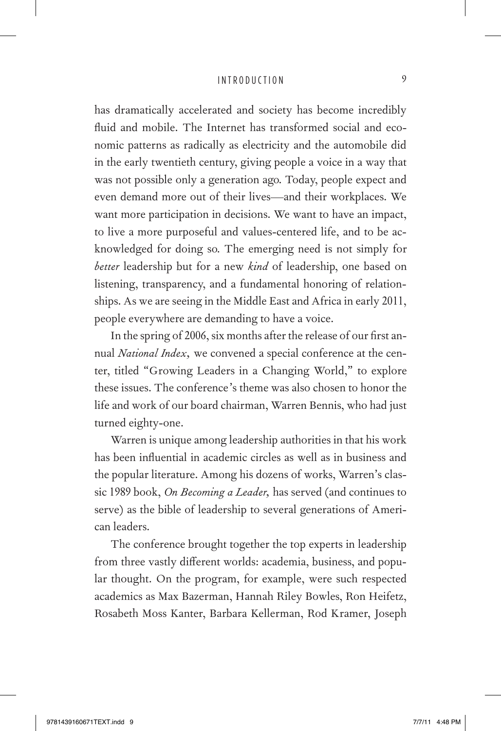has dramatically accelerated and society has become incredibly fluid and mobile. The Internet has transformed social and economic patterns as radically as electricity and the automobile did in the early twentieth century, giving people a voice in a way that was not possible only a generation ago. Today, people expect and even demand more out of their lives—and their workplaces. We want more participation in decisions. We want to have an impact, to live a more purposeful and values-centered life, and to be acknowledged for doing so. The emerging need is not simply for *better* leadership but for a new *kind* of leadership, one based on listening, transparency, and a fundamental honoring of relationships. As we are seeing in the Middle East and Africa in early 2011, people everywhere are demanding to have a voice.

In the spring of 2006, six months after the release of our first annual *National Index*, we convened a special conference at the center, titled "Growing Leaders in a Changing World," to explore these issues. The conference's theme was also chosen to honor the life and work of our board chairman, Warren Bennis, who had just turned eighty-one.

Warren is unique among leadership authorities in that his work has been influential in academic circles as well as in business and the popular literature. Among his dozens of works, Warren's classic 1989 book, *On Becoming a Leader*, has served (and continues to serve) as the bible of leadership to several generations of American leaders.

The conference brought together the top experts in leadership from three vastly different worlds: academia, business, and popular thought. On the program, for example, were such respected academics as Max Bazerman, Hannah Riley Bowles, Ron Heifetz, Rosabeth Moss Kanter, Barbara Kellerman, Rod Kramer, Joseph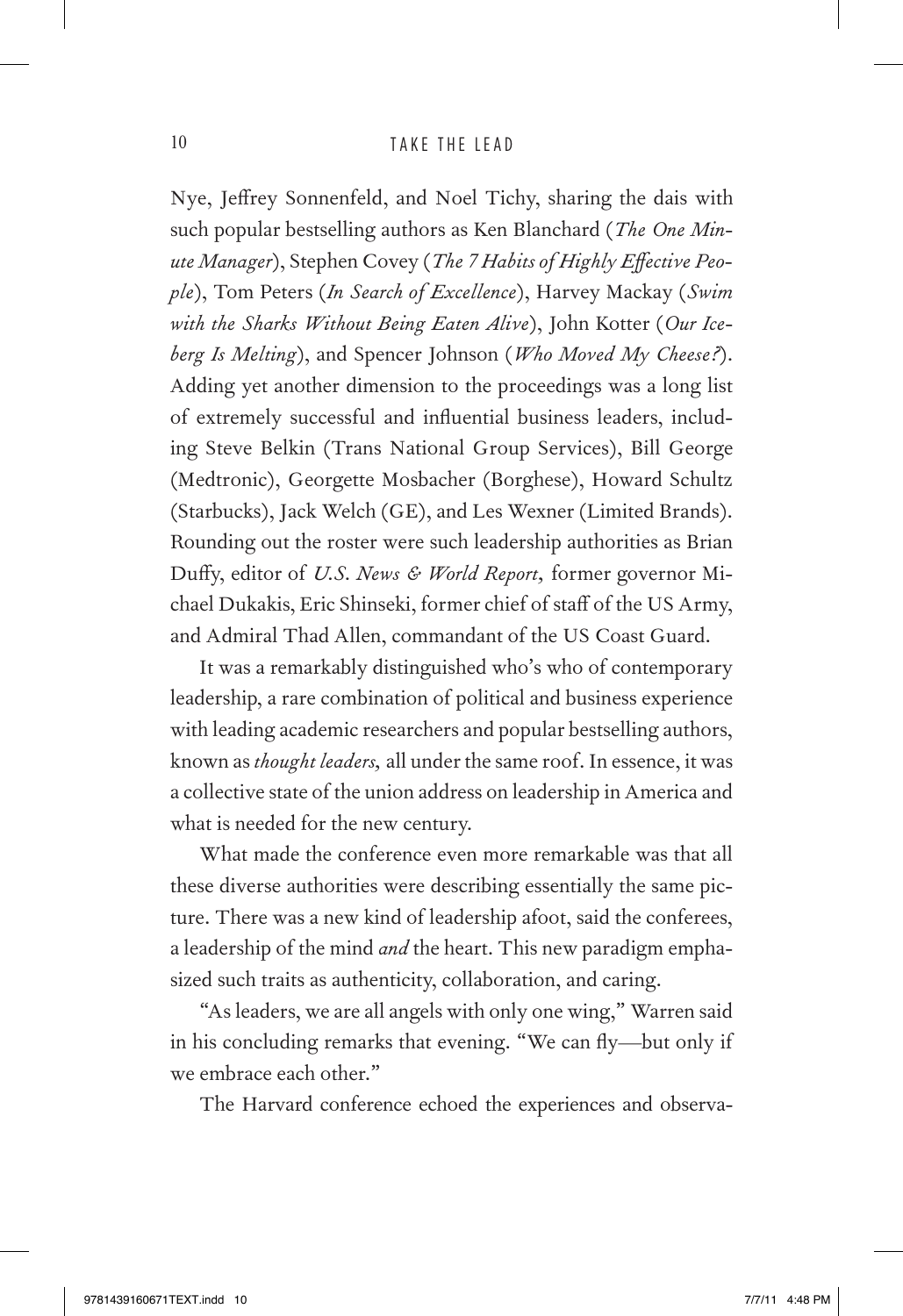Nye, Jeffrey Sonnenfeld, and Noel Tichy, sharing the dais with such popular bestselling authors as Ken Blanchard (*The One Minute Manager*), Stephen Covey (*The 7 Habits of Highly Effective People*), Tom Peters (*In Search of Excellence*), Harvey Mackay (*Swim with the Sharks Without Being Eaten Alive*), John Kotter (*Our Iceberg Is Melting*), and Spencer Johnson (*Who Moved My Cheese?*). Adding yet another dimension to the proceedings was a long list of extremely successful and influential business leaders, including Steve Belkin (Trans National Group Services), Bill George (Medtronic), Georgette Mosbacher (Borghese), Howard Schultz (Starbucks), Jack Welch (GE), and Les Wexner (Limited Brands). Rounding out the roster were such leadership authorities as Brian Duffy, editor of *U.S. News & World Report*, former governor Michael Dukakis, Eric Shinseki, former chief of staff of the US Army, and Admiral Thad Allen, commandant of the US Coast Guard.

It was a remarkably distinguished who's who of contemporary leadership, a rare combination of political and business experience with leading academic researchers and popular bestselling authors, known as *thought leaders*, all under the same roof. In essence, it was a collective state of the union address on leadership in America and what is needed for the new century.

What made the conference even more remarkable was that all these diverse authorities were describing essentially the same picture. There was a new kind of leadership afoot, said the conferees, a leadership of the mind *and* the heart. This new paradigm emphasized such traits as authenticity, collaboration, and caring.

"As leaders, we are all angels with only one wing," Warren said in his concluding remarks that evening. "We can fly—but only if we embrace each other."

The Harvard conference echoed the experiences and observa-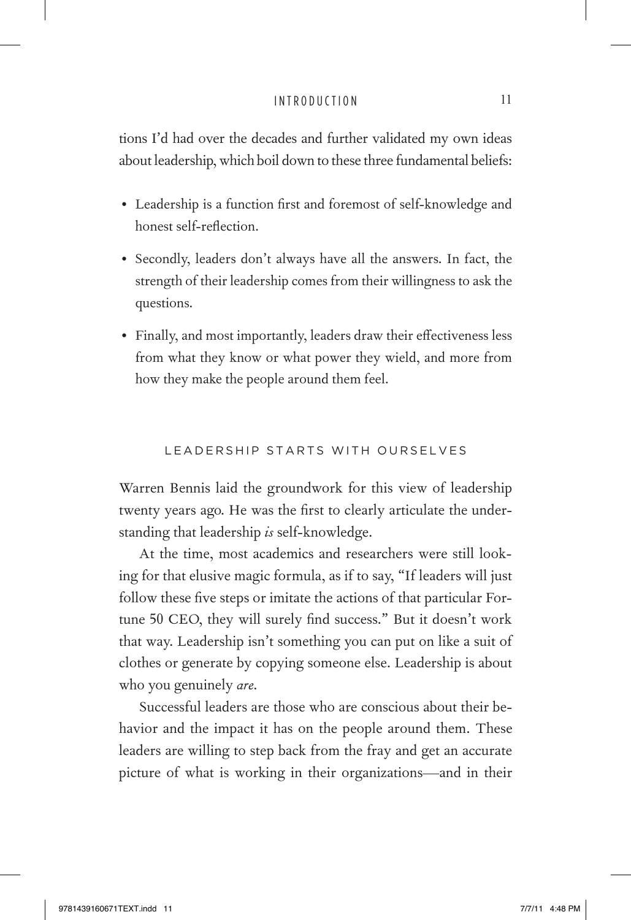tions I'd had over the decades and further validated my own ideas about leadership, which boil down to these three fundamental beliefs:

- Leadership is a function first and foremost of self-knowledge and honest self-reflection.
- Secondly, leaders don't always have all the answers. In fact, the strength of their leadership comes from their willingness to ask the questions.
- Finally, and most importantly, leaders draw their effectiveness less from what they know or what power they wield, and more from how they make the people around them feel.

## LEADERSHIP STARTS WITH OURSELVES

Warren Bennis laid the groundwork for this view of leadership twenty years ago. He was the first to clearly articulate the understanding that leadership *is* self-knowledge.

At the time, most academics and researchers were still looking for that elusive magic formula, as if to say, "If leaders will just follow these five steps or imitate the actions of that particular Fortune 50 CEO, they will surely find success." But it doesn't work that way. Leadership isn't something you can put on like a suit of clothes or generate by copying someone else. Leadership is about who you genuinely *are*.

Successful leaders are those who are conscious about their behavior and the impact it has on the people around them. These leaders are willing to step back from the fray and get an accurate picture of what is working in their organizations—and in their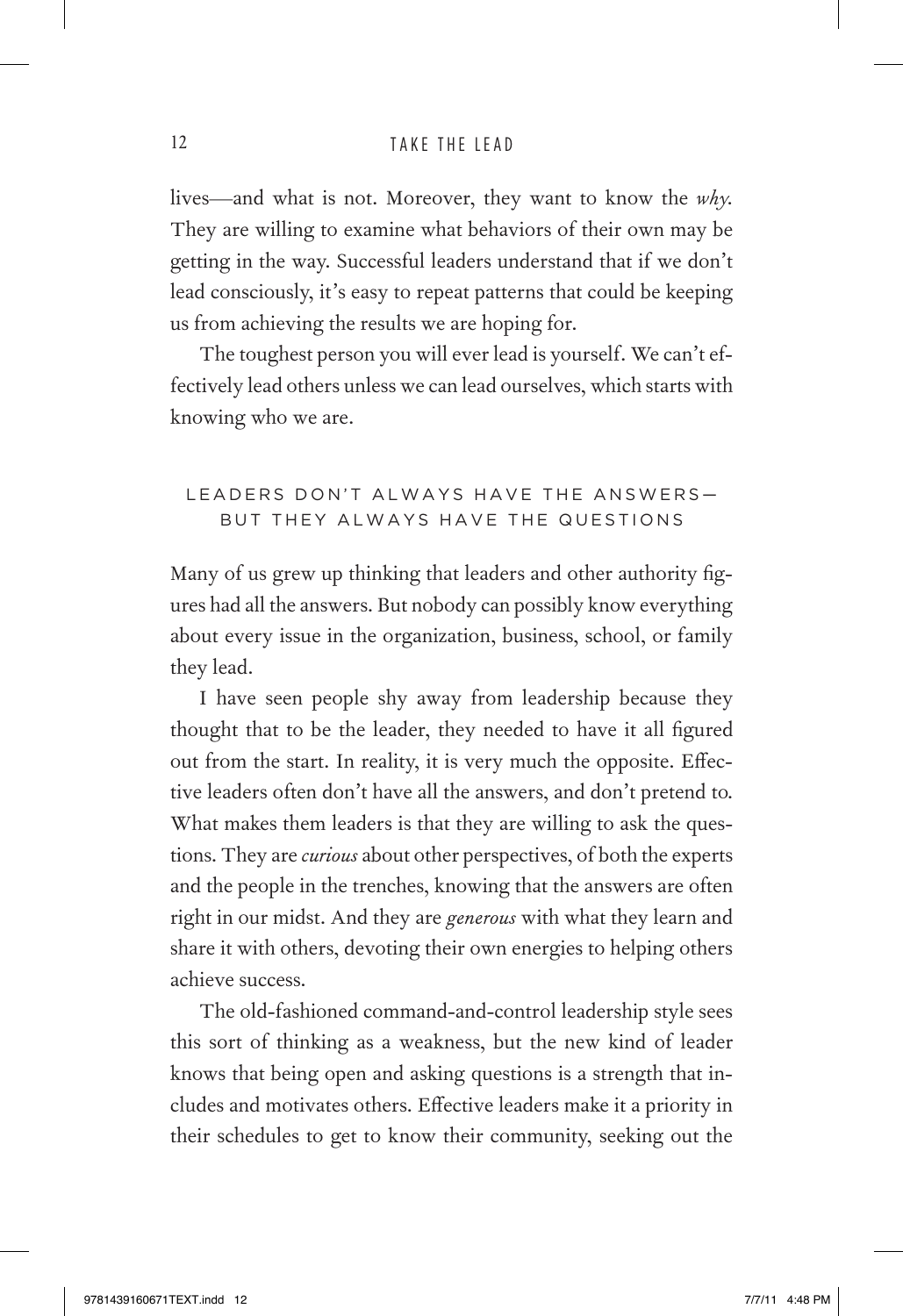lives—and what is not. Moreover, they want to know the *why*. They are willing to examine what behaviors of their own may be getting in the way. Successful leaders understand that if we don't lead consciously, it's easy to repeat patterns that could be keeping us from achieving the results we are hoping for.

The toughest person you will ever lead is yourself. We can't effectively lead others unless we can lead ourselves, which starts with knowing who we are.

## LEADERS DON'T ALWAYS HAVE THE ANSWERS—BUT THEY ALWAYS HAVE THE QUESTIONS

Many of us grew up thinking that leaders and other authority figures had all the answers. But nobody can possibly know everything about every issue in the organization, business, school, or family they lead.

I have seen people shy away from leadership because they thought that to be the leader, they needed to have it all figured out from the start. In reality, it is very much the opposite. Effective leaders often don't have all the answers, and don't pretend to. What makes them leaders is that they are willing to ask the questions. They are *curious* about other perspectives, of both the experts and the people in the trenches, knowing that the answers are often right in our midst. And they are *generous* with what they learn and share it with others, devoting their own energies to helping others achieve success.

The old-fashioned command-and-control leadership style sees this sort of thinking as a weakness, but the new kind of leader knows that being open and asking questions is a strength that includes and motivates others. Effective leaders make it a priority in their schedules to get to know their community, seeking out the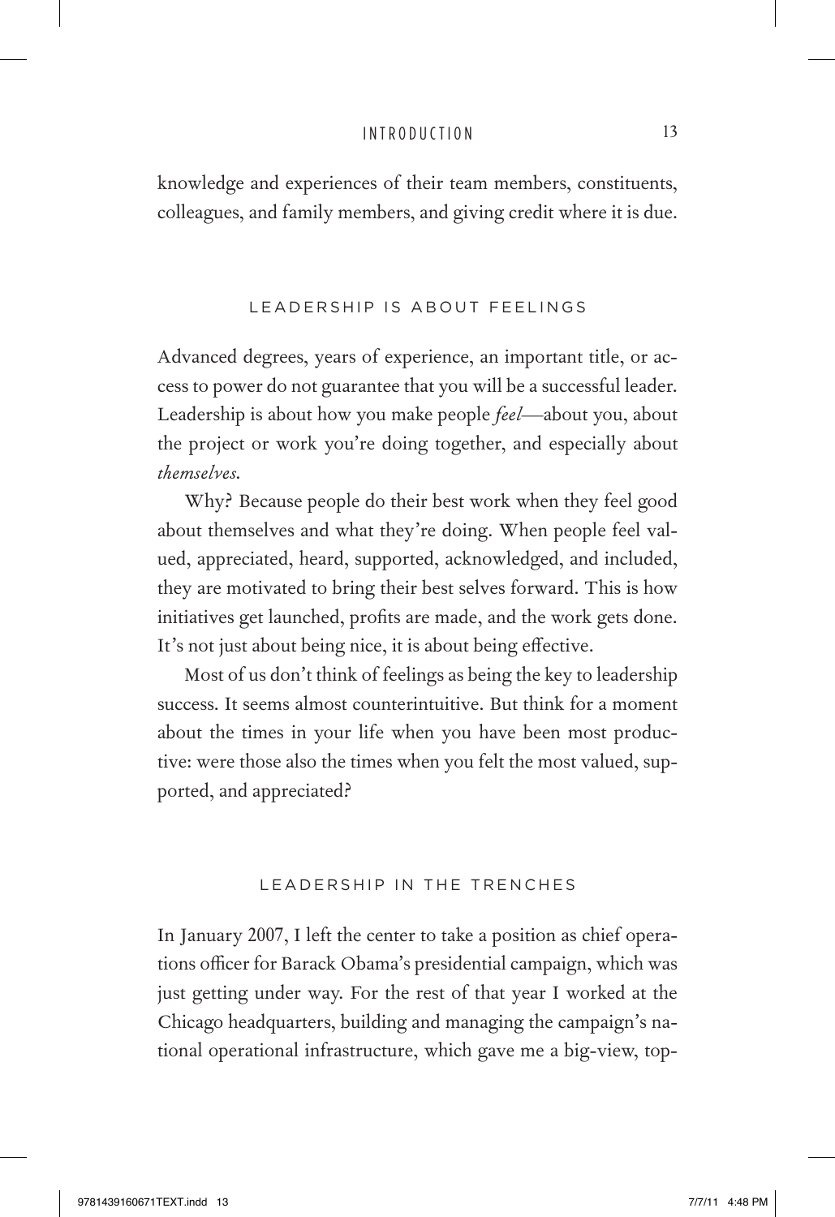knowledge and experiences of their team members, constituents, colleagues, and family members, and giving credit where it is due.

## LEADERSHIP IS ABOUT FEELINGS

Advanced degrees, years of experience, an important title, or access to power do not guarantee that you will be a successful leader. Leadership is about how you make people *feel*—about you, about the project or work you're doing together, and especially about *themselves*.

Why? Because people do their best work when they feel good about themselves and what they're doing. When people feel valued, appreciated, heard, supported, acknowledged, and included, they are motivated to bring their best selves forward. This is how initiatives get launched, profits are made, and the work gets done. It's not just about being nice, it is about being effective.

Most of us don't think of feelings as being the key to leadership success. It seems almost counterintuitive. But think for a moment about the times in your life when you have been most productive: were those also the times when you felt the most valued, supported, and appreciated?

## LEADERSHIP IN THE TRENCHES

In January 2007, I left the center to take a position as chief operations officer for Barack Obama's presidential campaign, which was just getting under way. For the rest of that year I worked at the Chicago headquarters, building and managing the campaign's national operational infrastructure, which gave me a big-view, top-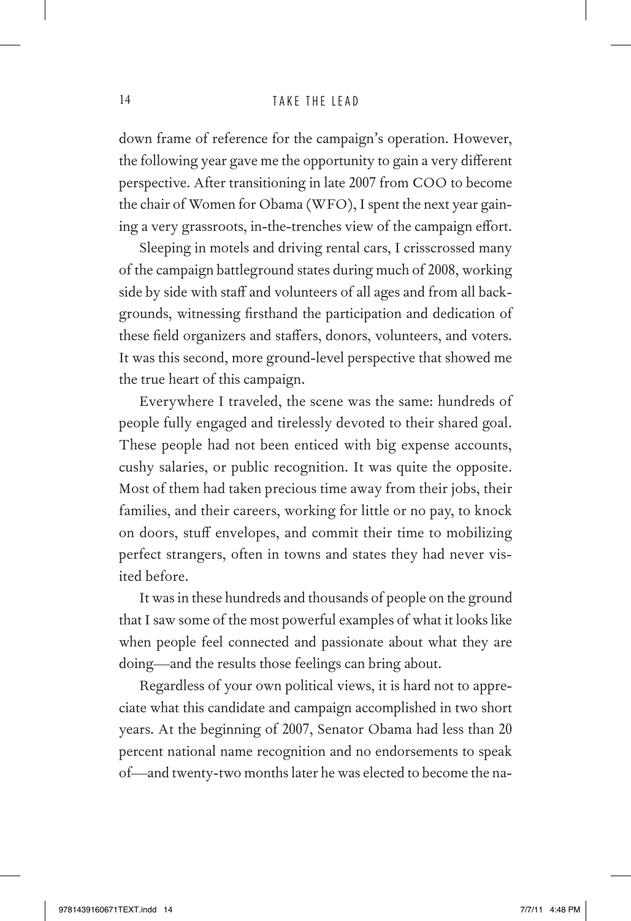down frame of reference for the campaign's operation. However, the following year gave me the opportunity to gain a very different perspective. After transitioning in late 2007 from COO to become the chair of Women for Obama (WFO), I spent the next year gaining a very grassroots, in-the-trenches view of the campaign effort.

Sleeping in motels and driving rental cars, I crisscrossed many of the campaign battleground states during much of 2008, working side by side with staff and volunteers of all ages and from all backgrounds, witnessing firsthand the participation and dedication of these field organizers and staffers, donors, volunteers, and voters. It was this second, more ground-level perspective that showed me the true heart of this campaign.

Everywhere I traveled, the scene was the same: hundreds of people fully engaged and tirelessly devoted to their shared goal. These people had not been enticed with big expense accounts, cushy salaries, or public recognition. It was quite the opposite. Most of them had taken precious time away from their jobs, their families, and their careers, working for little or no pay, to knock on doors, stuff envelopes, and commit their time to mobilizing perfect strangers, often in towns and states they had never visited before.

It was in these hundreds and thousands of people on the ground that I saw some of the most powerful examples of what it looks like when people feel connected and passionate about what they are doing—and the results those feelings can bring about.

Regardless of your own political views, it is hard not to appreciate what this candidate and campaign accomplished in two short years. At the beginning of 2007, Senator Obama had less than 20 percent national name recognition and no endorsements to speak of—and twenty-two months later he was elected to become the na-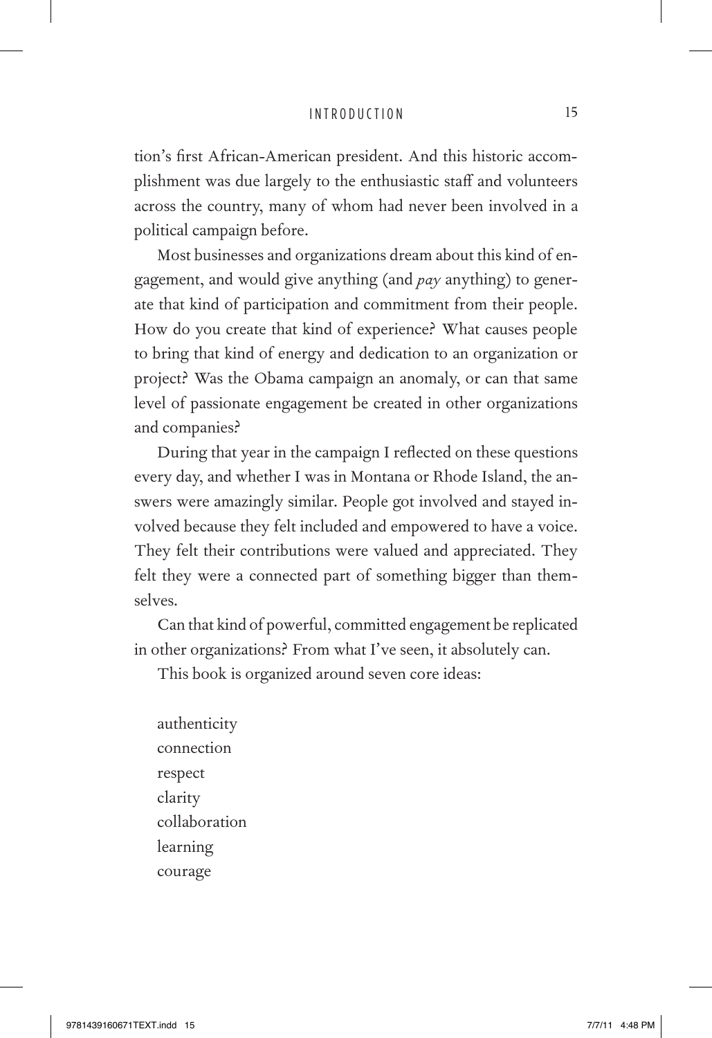tion's first African-American president. And this historic accomplishment was due largely to the enthusiastic staff and volunteers across the country, many of whom had never been involved in a political campaign before.

Most businesses and organizations dream about this kind of engagement, and would give anything (and *pay* anything) to generate that kind of participation and commitment from their people. How do you create that kind of experience? What causes people to bring that kind of energy and dedication to an organization or project? Was the Obama campaign an anomaly, or can that same level of passionate engagement be created in other organizations and companies?

During that year in the campaign I reflected on these questions every day, and whether I was in Montana or Rhode Island, the answers were amazingly similar. People got involved and stayed involved because they felt included and empowered to have a voice. They felt their contributions were valued and appreciated. They felt they were a connected part of something bigger than themselves.

Can that kind of powerful, committed engagement be replicated in other organizations? From what I've seen, it absolutely can.

This book is organized around seven core ideas:

authenticity
connection
respect
clarity
collaboration
learning
courage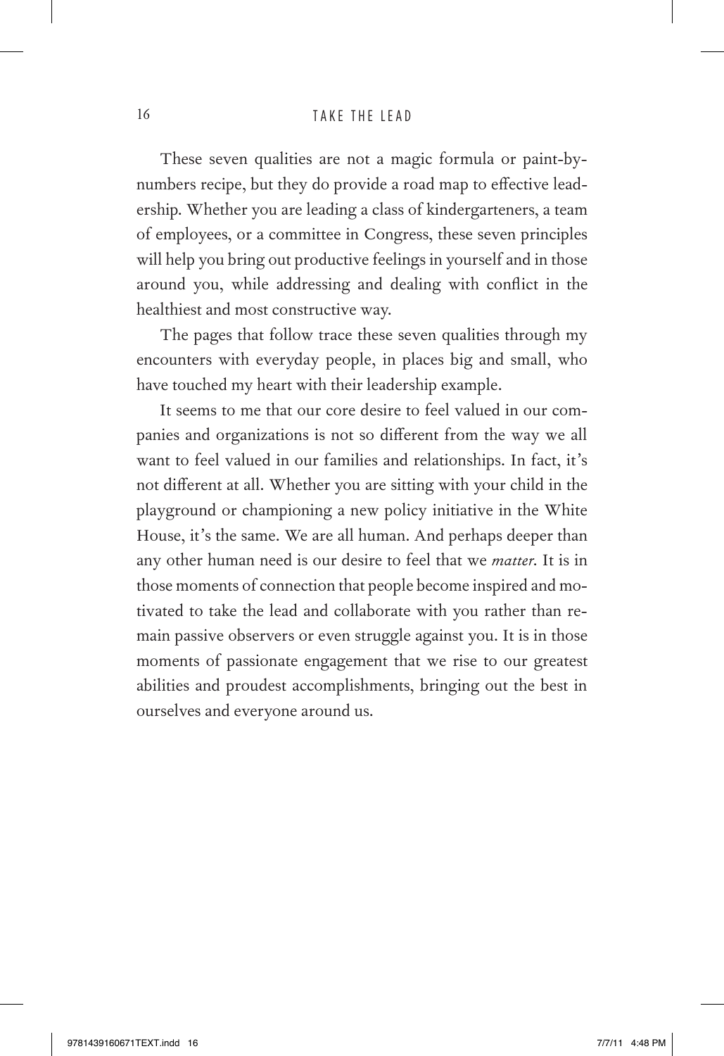These seven qualities are not a magic formula or paint-by-numbers recipe, but they do provide a road map to effective leadership. Whether you are leading a class of kindergarteners, a team of employees, or a committee in Congress, these seven principles will help you bring out productive feelings in yourself and in those around you, while addressing and dealing with conflict in the healthiest and most constructive way.

The pages that follow trace these seven qualities through my encounters with everyday people, in places big and small, who have touched my heart with their leadership example.

It seems to me that our core desire to feel valued in our companies and organizations is not so different from the way we all want to feel valued in our families and relationships. In fact, it's not different at all. Whether you are sitting with your child in the playground or championing a new policy initiative in the White House, it's the same. We are all human. And perhaps deeper than any other human need is our desire to feel that we *matter*. It is in those moments of connection that people become inspired and motivated to take the lead and collaborate with you rather than remain passive observers or even struggle against you. It is in those moments of passionate engagement that we rise to our greatest abilities and proudest accomplishments, bringing out the best in ourselves and everyone around us.